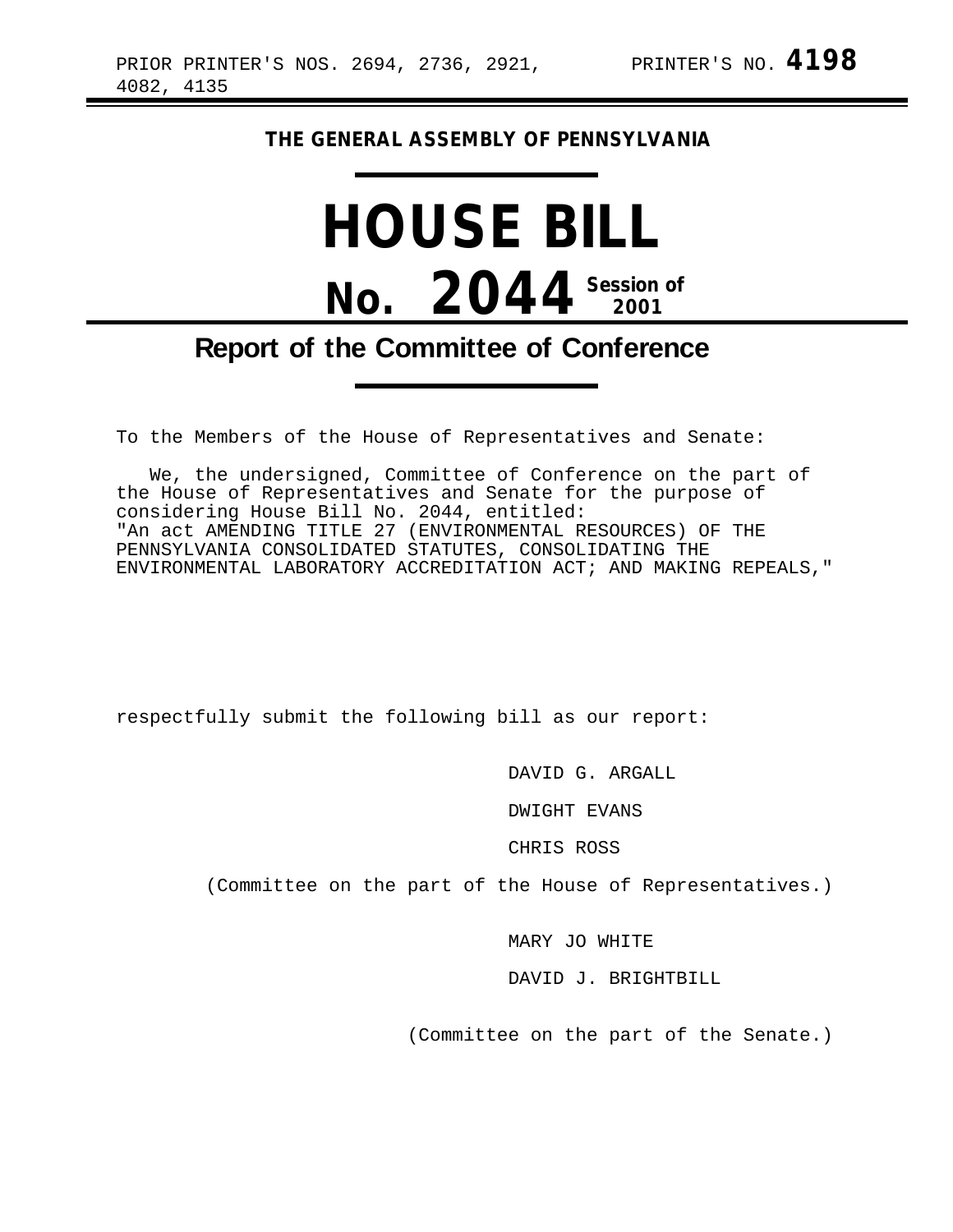PRIOR PRINTER'S NOS. 2694, 2736, 2921, 4082, 4135

PRINTER'S NO. **4198**

**THE GENERAL ASSEMBLY OF PENNSYLVANIA**

# HOUSE BILL

# No. 2044 Session of 2001

## Report of the Committee of Conference

To the Members of the House of Representatives and Senate:

We, the undersigned, Committee of Conference on the part of the House of Representatives and Senate for the purpose of considering House Bill No. 2044, entitled:
"An act AMENDING TITLE 27 (ENVIRONMENTAL RESOURCES) OF THE PENNSYLVANIA CONSOLIDATED STATUTES, CONSOLIDATING THE ENVIRONMENTAL LABORATORY ACCREDITATION ACT; AND MAKING REPEALS,"

respectfully submit the following bill as our report:

DAVID G. ARGALL

DWIGHT EVANS

CHRIS ROSS

(Committee on the part of the House of Representatives.)

MARY JO WHITE

DAVID J. BRIGHTBILL

(Committee on the part of the Senate.)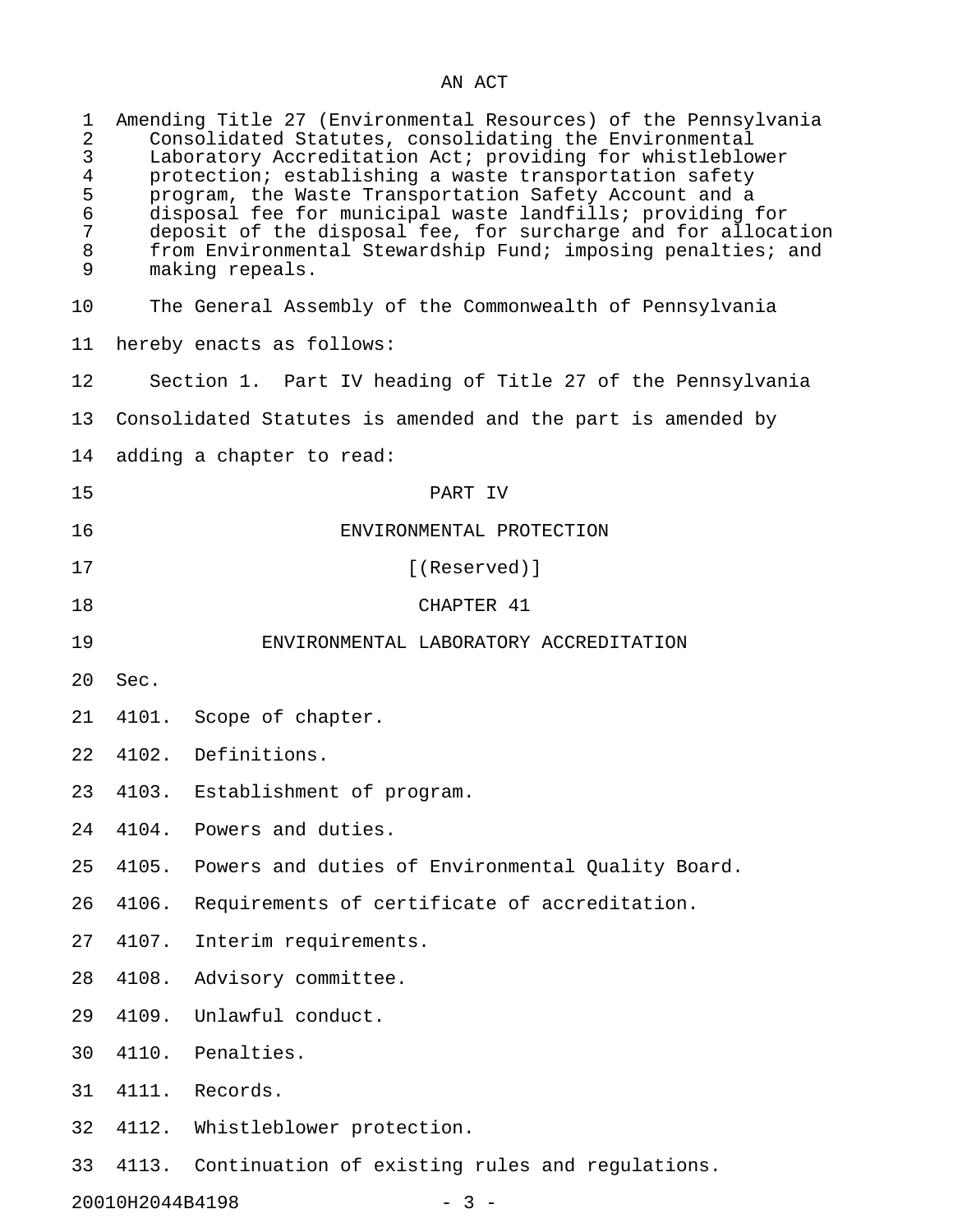AN ACT

Amending Title 27 (Environmental Resources) of the Pennsylvania Consolidated Statutes, consolidating the Environmental Laboratory Accreditation Act; providing for whistleblower protection; establishing a waste transportation safety program, the Waste Transportation Safety Account and a disposal fee for municipal waste landfills; providing for deposit of the disposal fee, for surcharge and for allocation from Environmental Stewardship Fund; imposing penalties; and making repeals.

The General Assembly of the Commonwealth of Pennsylvania hereby enacts as follows:

Section 1. Part IV heading of Title 27 of the Pennsylvania Consolidated Statutes is amended and the part is amended by adding a chapter to read:

PART IV

ENVIRONMENTAL PROTECTION

[(Reserved)]

CHAPTER 41

ENVIRONMENTAL LABORATORY ACCREDITATION

Sec.

4101. Scope of chapter.

4102. Definitions.

4103. Establishment of program.

4104. Powers and duties.

4105. Powers and duties of Environmental Quality Board.

4106. Requirements of certificate of accreditation.

4107. Interim requirements.

4108. Advisory committee.

4109. Unlawful conduct.

4110. Penalties.

4111. Records.

4112. Whistleblower protection.

4113. Continuation of existing rules and regulations.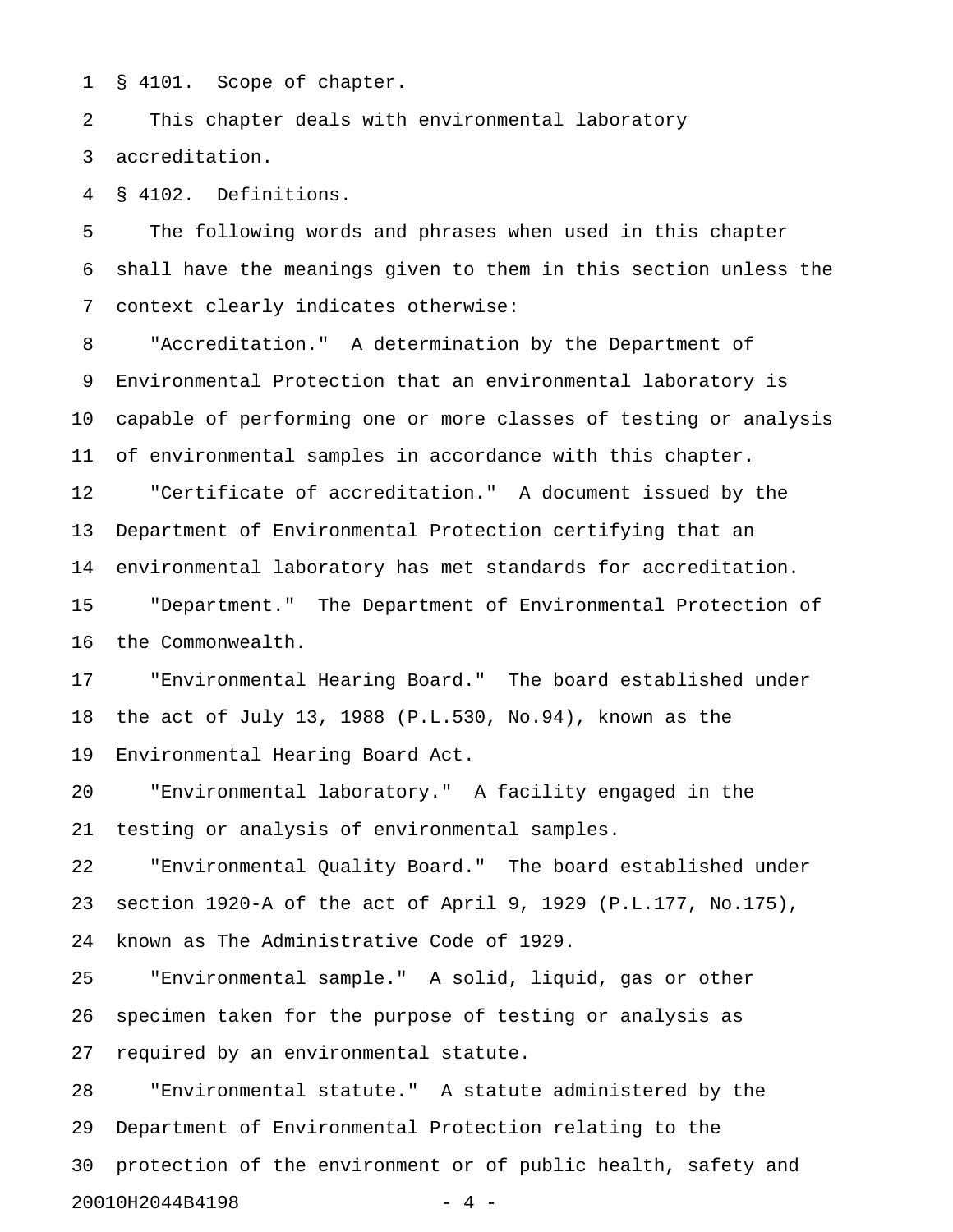§ 4101. Scope of chapter.

This chapter deals with environmental laboratory accreditation.

§ 4102. Definitions.

The following words and phrases when used in this chapter shall have the meanings given to them in this section unless the context clearly indicates otherwise:

"Accreditation." A determination by the Department of Environmental Protection that an environmental laboratory is capable of performing one or more classes of testing or analysis of environmental samples in accordance with this chapter.

"Certificate of accreditation." A document issued by the Department of Environmental Protection certifying that an environmental laboratory has met standards for accreditation.

"Department." The Department of Environmental Protection of the Commonwealth.

"Environmental Hearing Board." The board established under the act of July 13, 1988 (P.L.530, No.94), known as the Environmental Hearing Board Act.

"Environmental laboratory." A facility engaged in the testing or analysis of environmental samples.

"Environmental Quality Board." The board established under section 1920-A of the act of April 9, 1929 (P.L.177, No.175), known as The Administrative Code of 1929.

"Environmental sample." A solid, liquid, gas or other specimen taken for the purpose of testing or analysis as required by an environmental statute.

"Environmental statute." A statute administered by the Department of Environmental Protection relating to the protection of the environment or of public health, safety and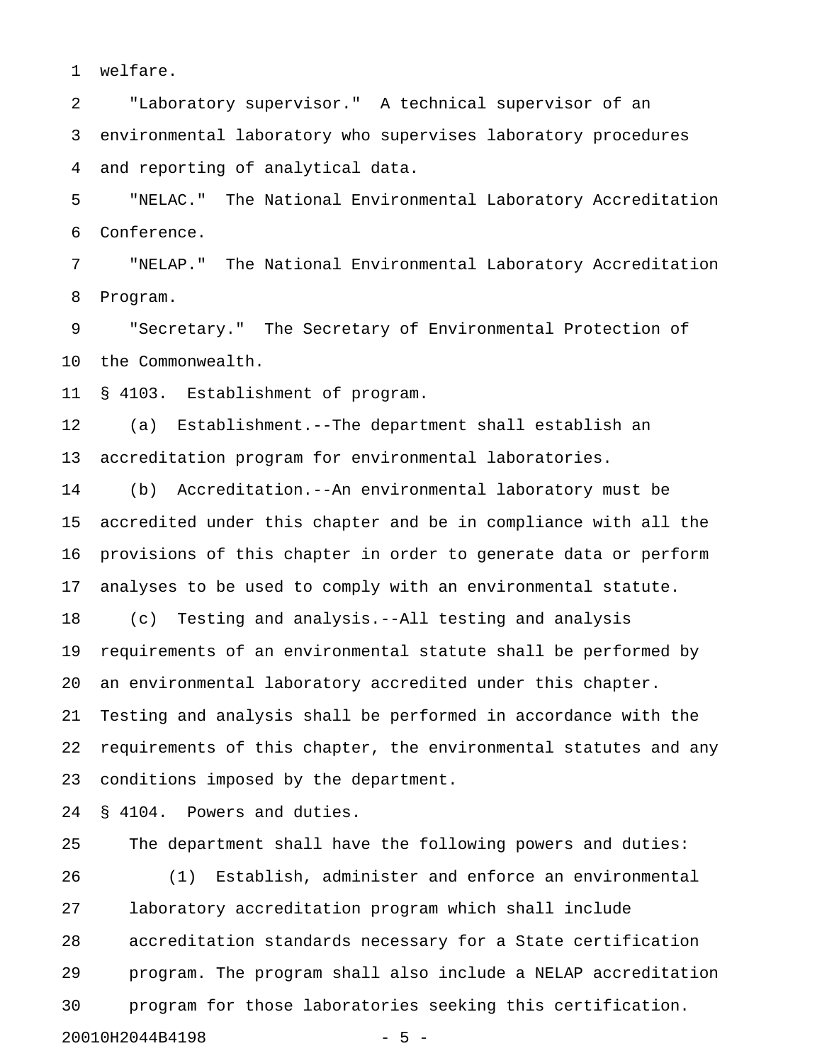welfare.

"Laboratory supervisor." A technical supervisor of an environmental laboratory who supervises laboratory procedures and reporting of analytical data.

"NELAC." The National Environmental Laboratory Accreditation Conference.

"NELAP." The National Environmental Laboratory Accreditation Program.

"Secretary." The Secretary of Environmental Protection of the Commonwealth.

§ 4103. Establishment of program.

(a) Establishment.--The department shall establish an accreditation program for environmental laboratories.

(b) Accreditation.--An environmental laboratory must be accredited under this chapter and be in compliance with all the provisions of this chapter in order to generate data or perform analyses to be used to comply with an environmental statute.

(c) Testing and analysis.--All testing and analysis requirements of an environmental statute shall be performed by an environmental laboratory accredited under this chapter. Testing and analysis shall be performed in accordance with the requirements of this chapter, the environmental statutes and any conditions imposed by the department.

§ 4104. Powers and duties.

The department shall have the following powers and duties:

(1) Establish, administer and enforce an environmental laboratory accreditation program which shall include accreditation standards necessary for a State certification program. The program shall also include a NELAP accreditation program for those laboratories seeking this certification.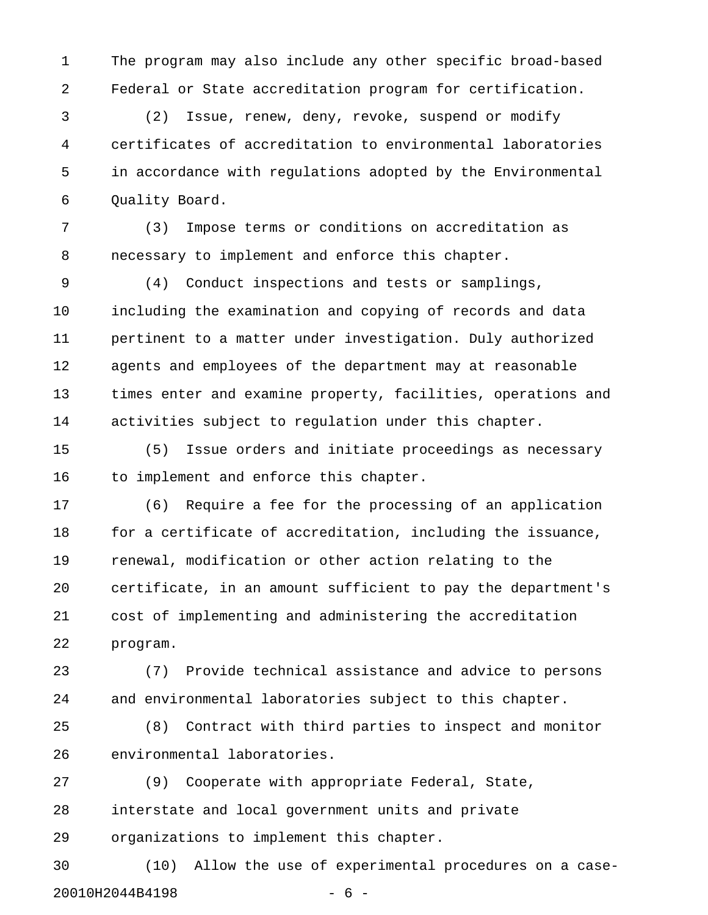The program may also include any other specific broad-based Federal or State accreditation program for certification.

(2) Issue, renew, deny, revoke, suspend or modify certificates of accreditation to environmental laboratories in accordance with regulations adopted by the Environmental Quality Board.

(3) Impose terms or conditions on accreditation as necessary to implement and enforce this chapter.

(4) Conduct inspections and tests or samplings, including the examination and copying of records and data pertinent to a matter under investigation. Duly authorized agents and employees of the department may at reasonable times enter and examine property, facilities, operations and activities subject to regulation under this chapter.

(5) Issue orders and initiate proceedings as necessary to implement and enforce this chapter.

(6) Require a fee for the processing of an application for a certificate of accreditation, including the issuance, renewal, modification or other action relating to the certificate, in an amount sufficient to pay the department's cost of implementing and administering the accreditation program.

(7) Provide technical assistance and advice to persons and environmental laboratories subject to this chapter.

(8) Contract with third parties to inspect and monitor environmental laboratories.

(9) Cooperate with appropriate Federal, State, interstate and local government units and private organizations to implement this chapter.

(10) Allow the use of experimental procedures on a case-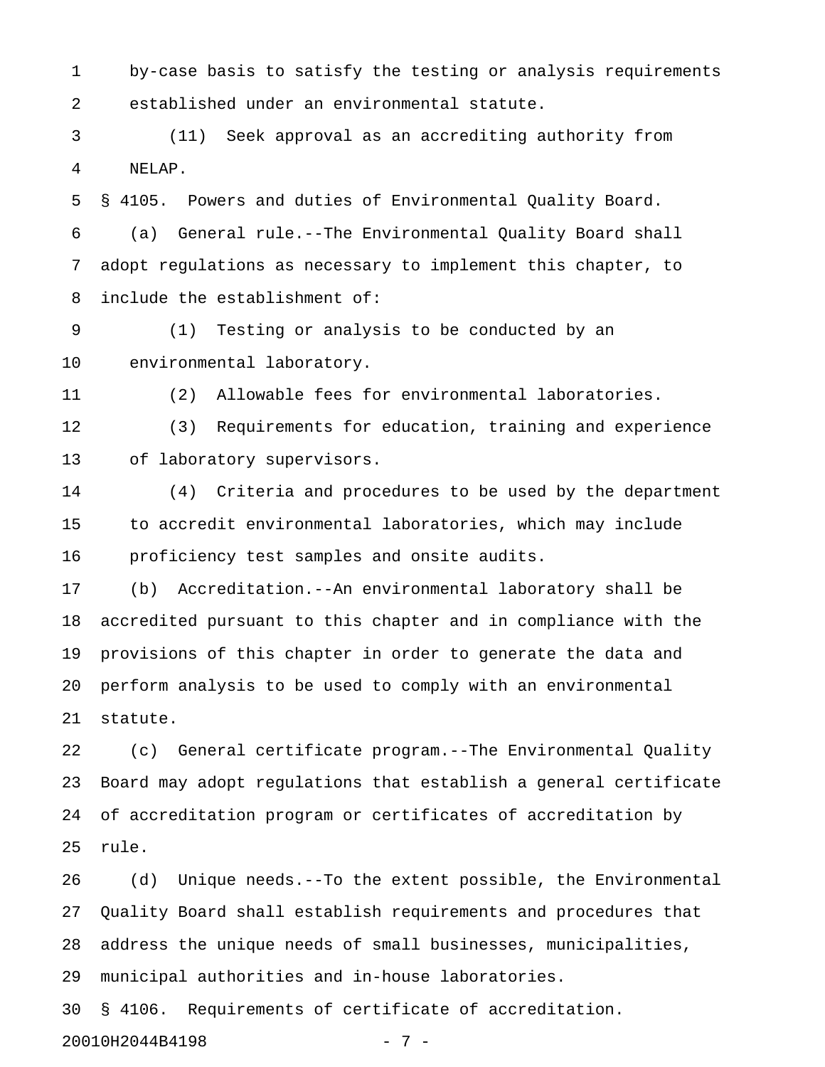by-case basis to satisfy the testing or analysis requirements established under an environmental statute.

(11) Seek approval as an accrediting authority from NELAP.

§ 4105. Powers and duties of Environmental Quality Board.

(a) General rule.--The Environmental Quality Board shall adopt regulations as necessary to implement this chapter, to include the establishment of:

(1) Testing or analysis to be conducted by an environmental laboratory.

(2) Allowable fees for environmental laboratories.

(3) Requirements for education, training and experience of laboratory supervisors.

(4) Criteria and procedures to be used by the department to accredit environmental laboratories, which may include proficiency test samples and onsite audits.

(b) Accreditation.--An environmental laboratory shall be accredited pursuant to this chapter and in compliance with the provisions of this chapter in order to generate the data and perform analysis to be used to comply with an environmental statute.

(c) General certificate program.--The Environmental Quality Board may adopt regulations that establish a general certificate of accreditation program or certificates of accreditation by rule.

(d) Unique needs.--To the extent possible, the Environmental Quality Board shall establish requirements and procedures that address the unique needs of small businesses, municipalities, municipal authorities and in-house laboratories.

§ 4106. Requirements of certificate of accreditation.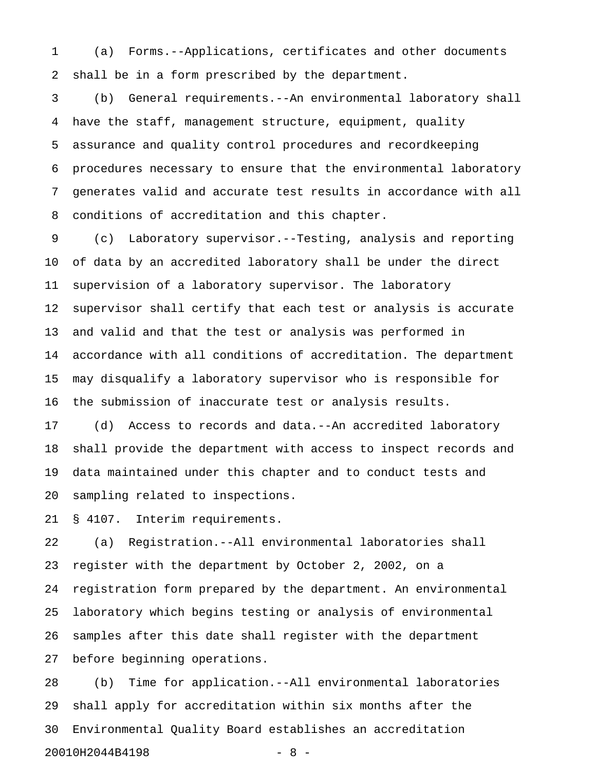(a) Forms.--Applications, certificates and other documents shall be in a form prescribed by the department.

(b) General requirements.--An environmental laboratory shall have the staff, management structure, equipment, quality assurance and quality control procedures and recordkeeping procedures necessary to ensure that the environmental laboratory generates valid and accurate test results in accordance with all conditions of accreditation and this chapter.

(c) Laboratory supervisor.--Testing, analysis and reporting of data by an accredited laboratory shall be under the direct supervision of a laboratory supervisor. The laboratory supervisor shall certify that each test or analysis is accurate and valid and that the test or analysis was performed in accordance with all conditions of accreditation. The department may disqualify a laboratory supervisor who is responsible for the submission of inaccurate test or analysis results.

(d) Access to records and data.--An accredited laboratory shall provide the department with access to inspect records and data maintained under this chapter and to conduct tests and sampling related to inspections.

§ 4107. Interim requirements.

(a) Registration.--All environmental laboratories shall register with the department by October 2, 2002, on a registration form prepared by the department. An environmental laboratory which begins testing or analysis of environmental samples after this date shall register with the department before beginning operations.

(b) Time for application.--All environmental laboratories shall apply for accreditation within six months after the Environmental Quality Board establishes an accreditation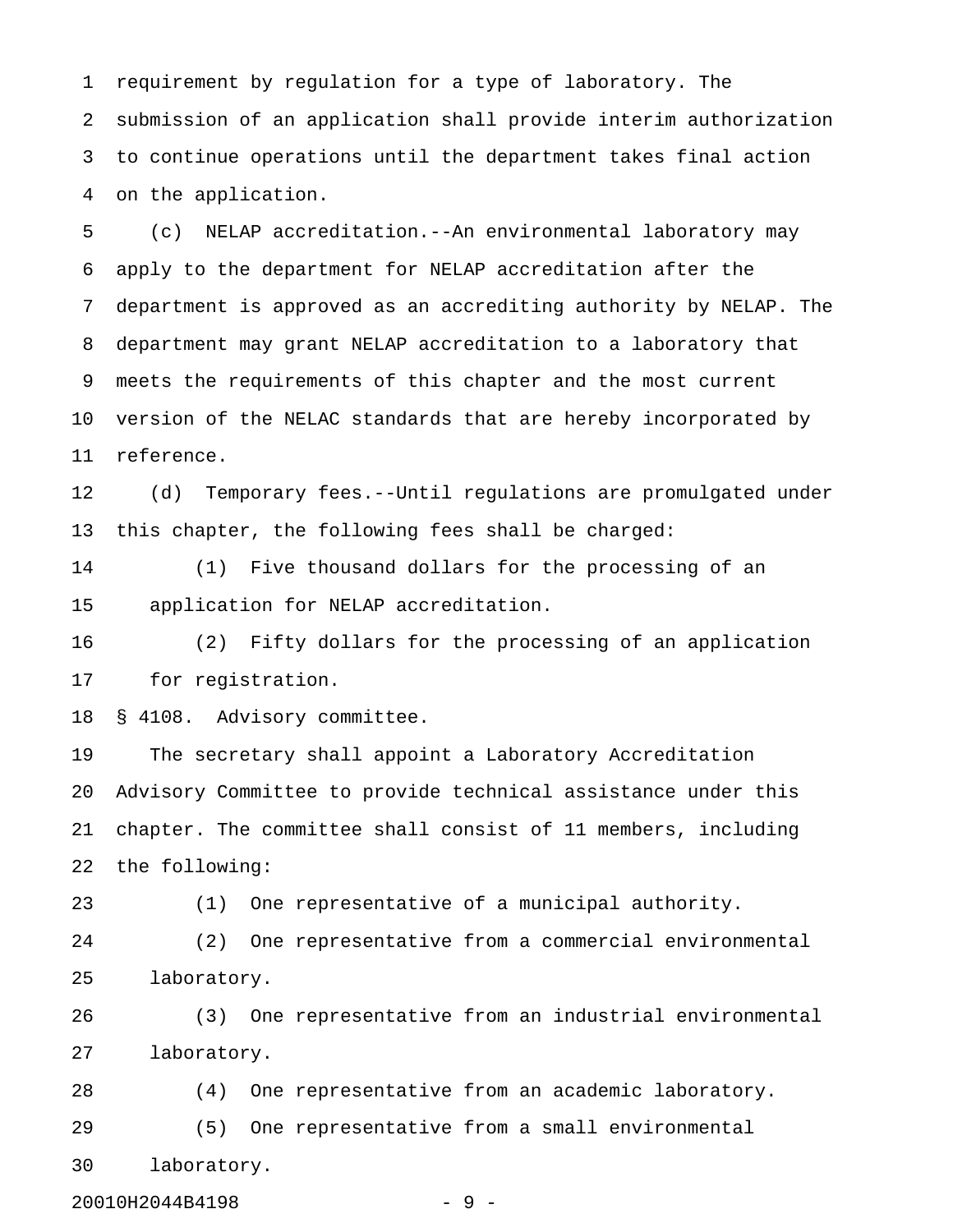requirement by regulation for a type of laboratory. The submission of an application shall provide interim authorization to continue operations until the department takes final action on the application.

(c) NELAP accreditation.--An environmental laboratory may apply to the department for NELAP accreditation after the department is approved as an accrediting authority by NELAP. The department may grant NELAP accreditation to a laboratory that meets the requirements of this chapter and the most current version of the NELAC standards that are hereby incorporated by reference.

(d) Temporary fees.--Until regulations are promulgated under this chapter, the following fees shall be charged:

(1) Five thousand dollars for the processing of an application for NELAP accreditation.

(2) Fifty dollars for the processing of an application for registration.

§ 4108. Advisory committee.

The secretary shall appoint a Laboratory Accreditation Advisory Committee to provide technical assistance under this chapter. The committee shall consist of 11 members, including the following:

(1) One representative of a municipal authority.

(2) One representative from a commercial environmental laboratory.

(3) One representative from an industrial environmental laboratory.

(4) One representative from an academic laboratory.

(5) One representative from a small environmental laboratory.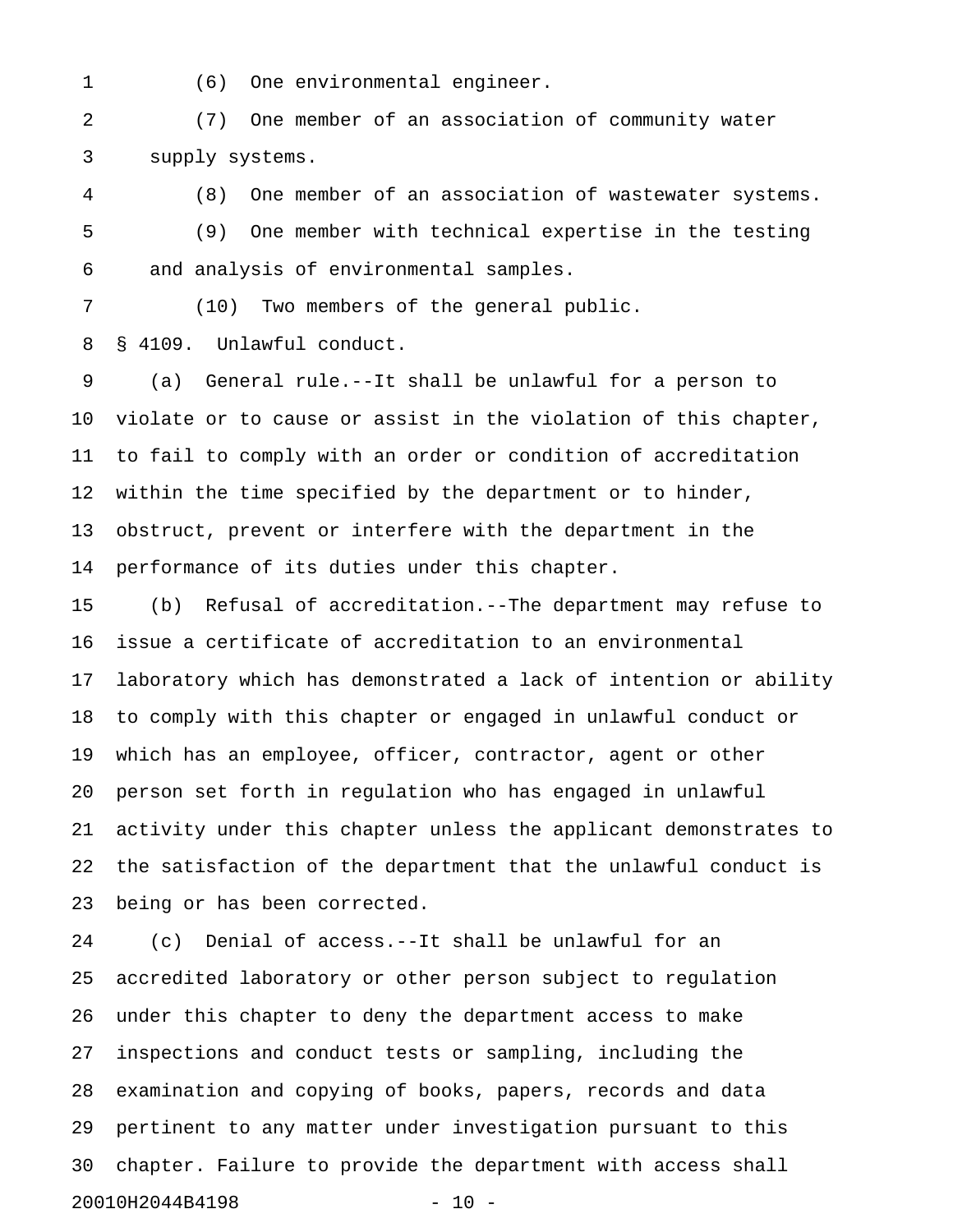(6) One environmental engineer.

(7) One member of an association of community water supply systems.

(8) One member of an association of wastewater systems.

(9) One member with technical expertise in the testing and analysis of environmental samples.

(10) Two members of the general public.

§ 4109. Unlawful conduct.

(a) General rule.--It shall be unlawful for a person to violate or to cause or assist in the violation of this chapter, to fail to comply with an order or condition of accreditation within the time specified by the department or to hinder, obstruct, prevent or interfere with the department in the performance of its duties under this chapter.

(b) Refusal of accreditation.--The department may refuse to issue a certificate of accreditation to an environmental laboratory which has demonstrated a lack of intention or ability to comply with this chapter or engaged in unlawful conduct or which has an employee, officer, contractor, agent or other person set forth in regulation who has engaged in unlawful activity under this chapter unless the applicant demonstrates to the satisfaction of the department that the unlawful conduct is being or has been corrected.

(c) Denial of access.--It shall be unlawful for an accredited laboratory or other person subject to regulation under this chapter to deny the department access to make inspections and conduct tests or sampling, including the examination and copying of books, papers, records and data pertinent to any matter under investigation pursuant to this chapter. Failure to provide the department with access shall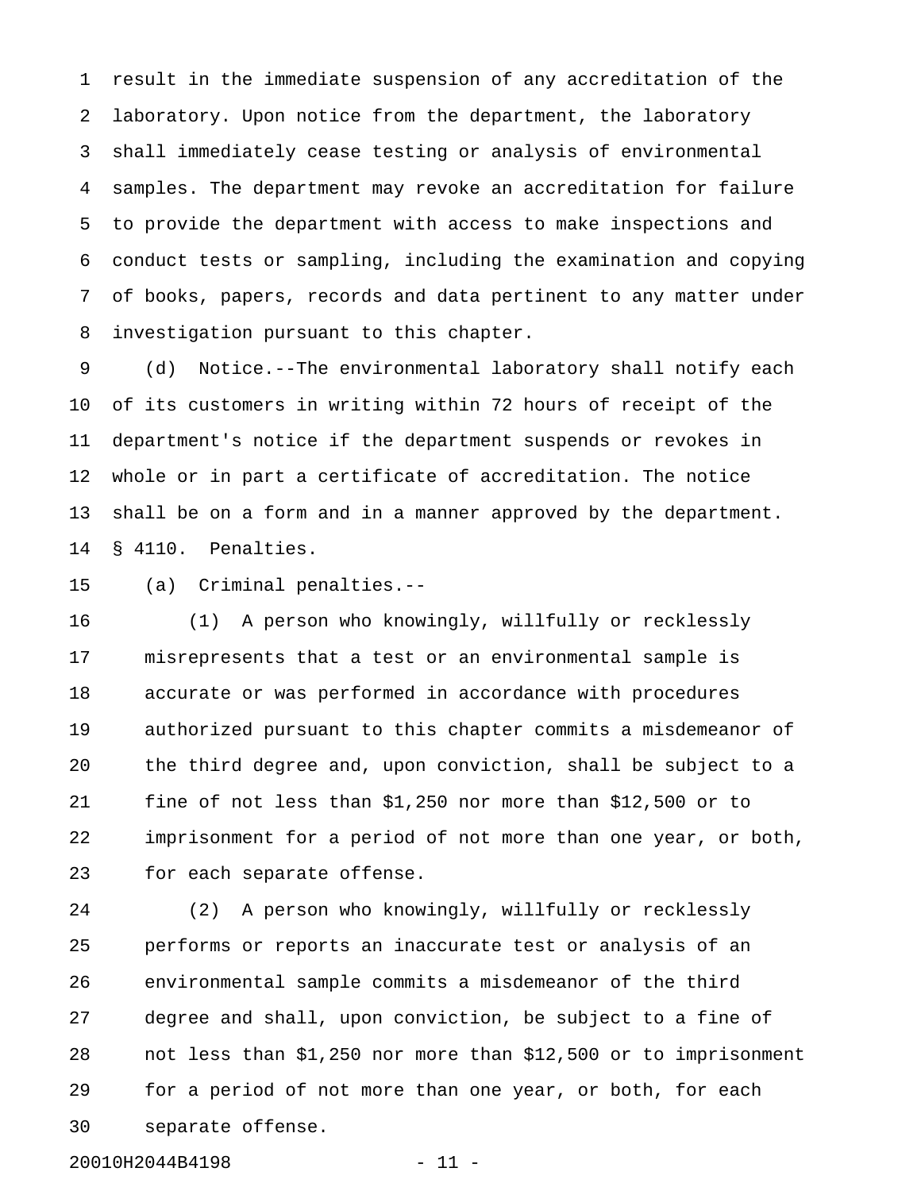result in the immediate suspension of any accreditation of the laboratory. Upon notice from the department, the laboratory shall immediately cease testing or analysis of environmental samples. The department may revoke an accreditation for failure to provide the department with access to make inspections and conduct tests or sampling, including the examination and copying of books, papers, records and data pertinent to any matter under investigation pursuant to this chapter.

(d) Notice.--The environmental laboratory shall notify each of its customers in writing within 72 hours of receipt of the department's notice if the department suspends or revokes in whole or in part a certificate of accreditation. The notice shall be on a form and in a manner approved by the department.

§ 4110. Penalties.

(a) Criminal penalties.--

(1) A person who knowingly, willfully or recklessly misrepresents that a test or an environmental sample is accurate or was performed in accordance with procedures authorized pursuant to this chapter commits a misdemeanor of the third degree and, upon conviction, shall be subject to a fine of not less than $1,250 nor more than $12,500 or to imprisonment for a period of not more than one year, or both, for each separate offense.

(2) A person who knowingly, willfully or recklessly performs or reports an inaccurate test or analysis of an environmental sample commits a misdemeanor of the third degree and shall, upon conviction, be subject to a fine of not less than $1,250 nor more than $12,500 or to imprisonment for a period of not more than one year, or both, for each separate offense.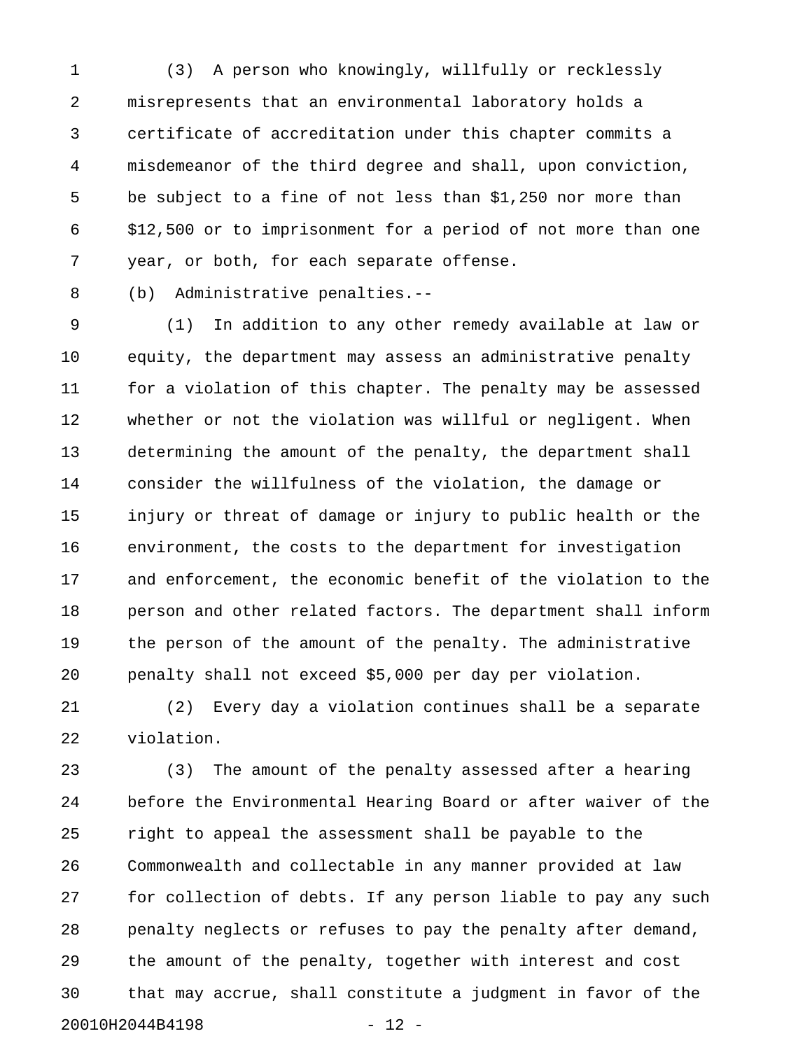(3) A person who knowingly, willfully or recklessly misrepresents that an environmental laboratory holds a certificate of accreditation under this chapter commits a misdemeanor of the third degree and shall, upon conviction, be subject to a fine of not less than $1,250 nor more than $12,500 or to imprisonment for a period of not more than one year, or both, for each separate offense.

(b) Administrative penalties.--

(1) In addition to any other remedy available at law or equity, the department may assess an administrative penalty for a violation of this chapter. The penalty may be assessed whether or not the violation was willful or negligent. When determining the amount of the penalty, the department shall consider the willfulness of the violation, the damage or injury or threat of damage or injury to public health or the environment, the costs to the department for investigation and enforcement, the economic benefit of the violation to the person and other related factors. The department shall inform the person of the amount of the penalty. The administrative penalty shall not exceed $5,000 per day per violation.

(2) Every day a violation continues shall be a separate violation.

(3) The amount of the penalty assessed after a hearing before the Environmental Hearing Board or after waiver of the right to appeal the assessment shall be payable to the Commonwealth and collectable in any manner provided at law for collection of debts. If any person liable to pay any such penalty neglects or refuses to pay the penalty after demand, the amount of the penalty, together with interest and cost that may accrue, shall constitute a judgment in favor of the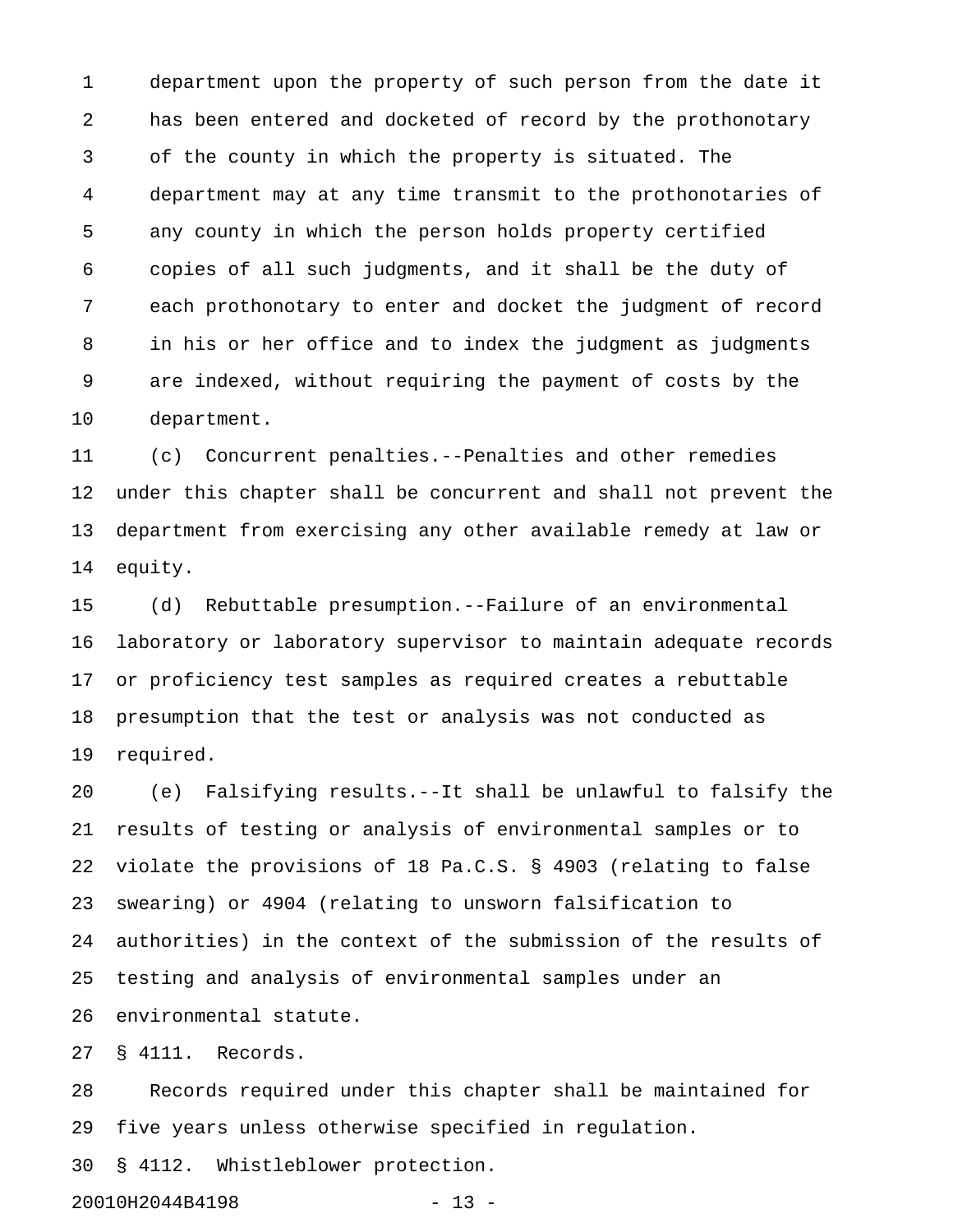department upon the property of such person from the date it has been entered and docketed of record by the prothonotary of the county in which the property is situated. The department may at any time transmit to the prothonotaries of any county in which the person holds property certified copies of all such judgments, and it shall be the duty of each prothonotary to enter and docket the judgment of record in his or her office and to index the judgment as judgments are indexed, without requiring the payment of costs by the department.

(c) Concurrent penalties.--Penalties and other remedies under this chapter shall be concurrent and shall not prevent the department from exercising any other available remedy at law or equity.

(d) Rebuttable presumption.--Failure of an environmental laboratory or laboratory supervisor to maintain adequate records or proficiency test samples as required creates a rebuttable presumption that the test or analysis was not conducted as required.

(e) Falsifying results.--It shall be unlawful to falsify the results of testing or analysis of environmental samples or to violate the provisions of 18 Pa.C.S. § 4903 (relating to false swearing) or 4904 (relating to unsworn falsification to authorities) in the context of the submission of the results of testing and analysis of environmental samples under an environmental statute.

§ 4111. Records.

Records required under this chapter shall be maintained for five years unless otherwise specified in regulation.

§ 4112. Whistleblower protection.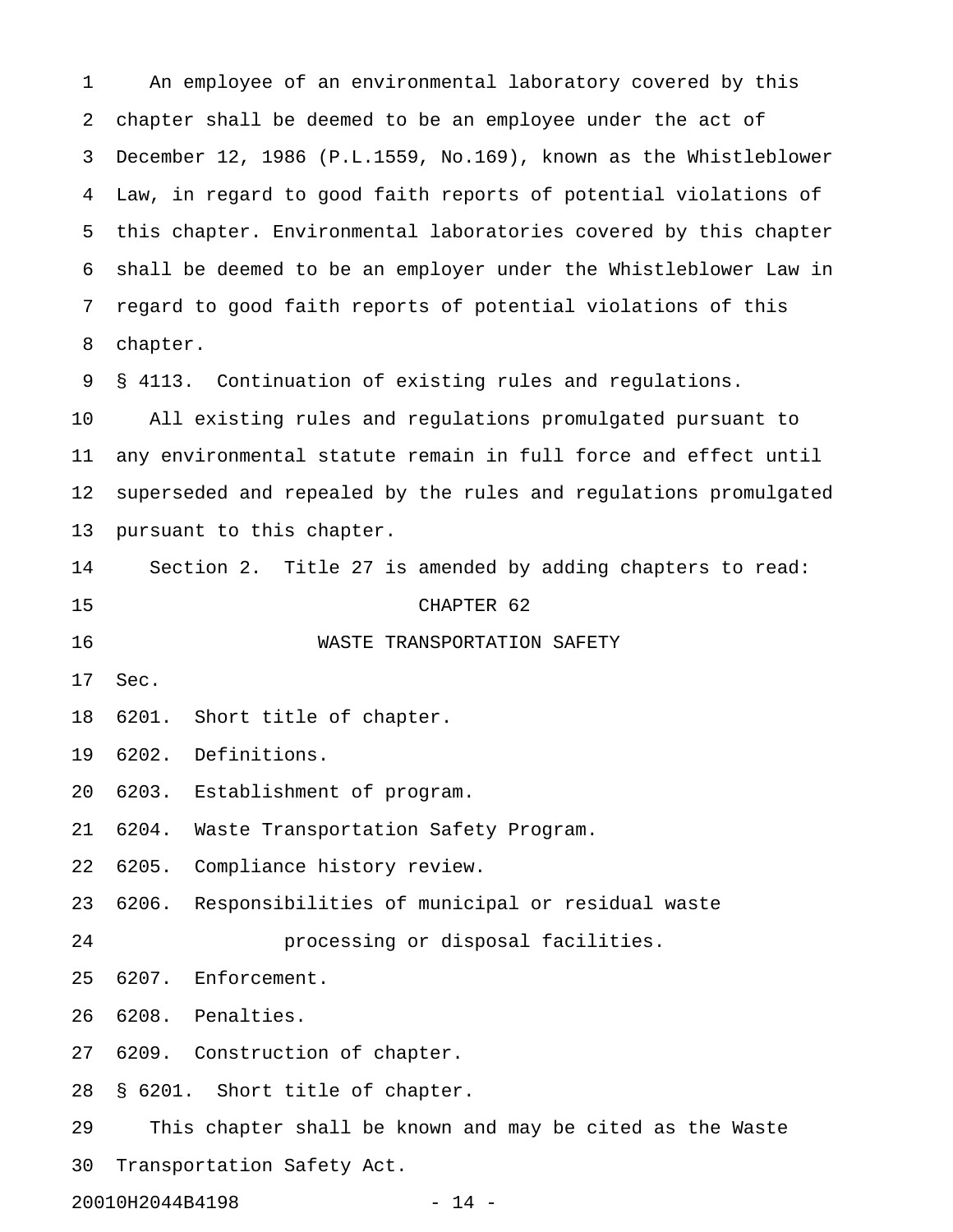An employee of an environmental laboratory covered by this chapter shall be deemed to be an employee under the act of December 12, 1986 (P.L.1559, No.169), known as the Whistleblower Law, in regard to good faith reports of potential violations of this chapter. Environmental laboratories covered by this chapter shall be deemed to be an employer under the Whistleblower Law in regard to good faith reports of potential violations of this chapter.

§ 4113. Continuation of existing rules and regulations.

All existing rules and regulations promulgated pursuant to any environmental statute remain in full force and effect until superseded and repealed by the rules and regulations promulgated pursuant to this chapter.

Section 2. Title 27 is amended by adding chapters to read:

CHAPTER 62

WASTE TRANSPORTATION SAFETY

Sec.

6201. Short title of chapter.

6202. Definitions.

6203. Establishment of program.

6204. Waste Transportation Safety Program.

6205. Compliance history review.

6206. Responsibilities of municipal or residual waste processing or disposal facilities.

6207. Enforcement.

6208. Penalties.

6209. Construction of chapter.

§ 6201. Short title of chapter.

This chapter shall be known and may be cited as the Waste Transportation Safety Act.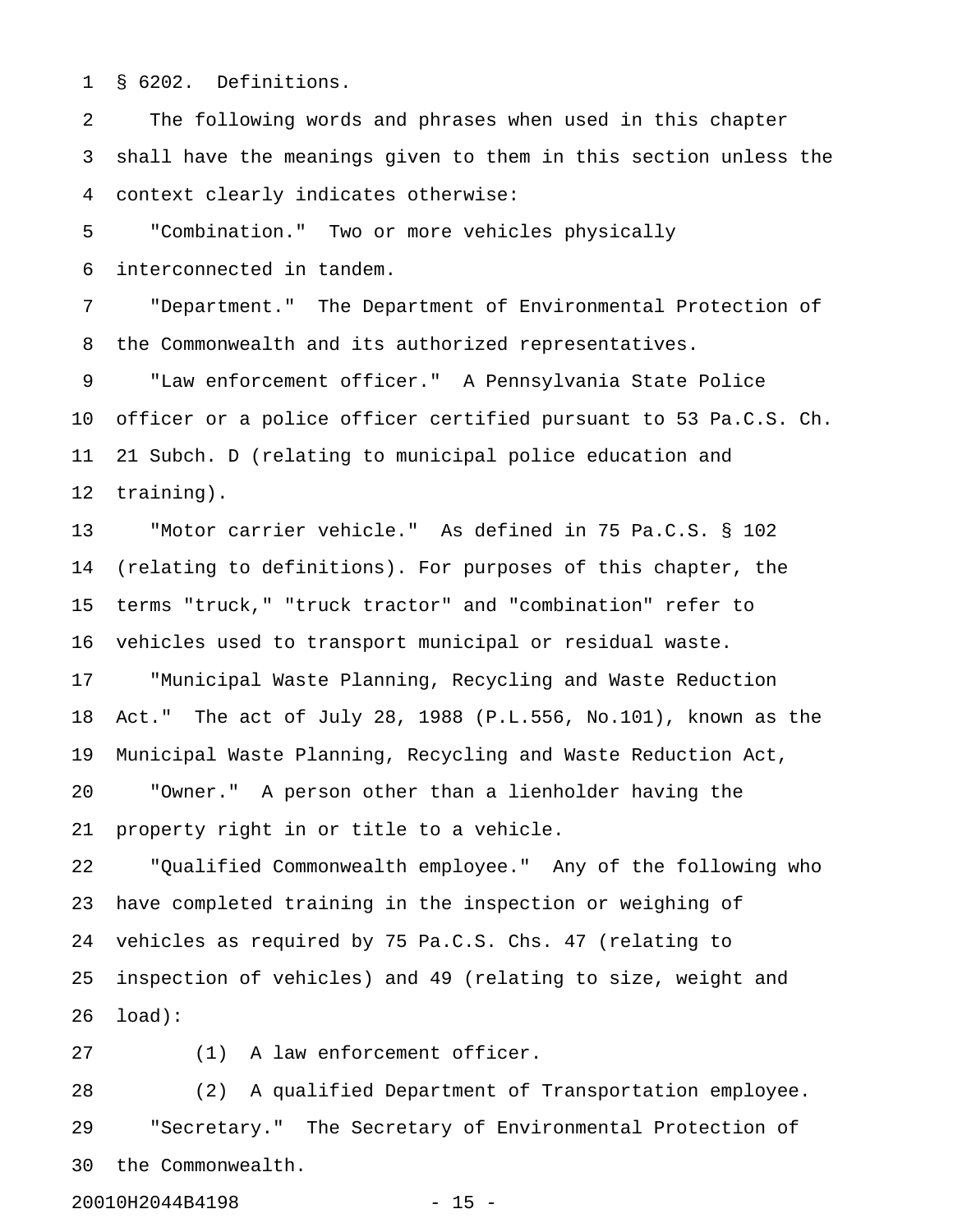§ 6202. Definitions.

The following words and phrases when used in this chapter shall have the meanings given to them in this section unless the context clearly indicates otherwise:

"Combination." Two or more vehicles physically interconnected in tandem.

"Department." The Department of Environmental Protection of the Commonwealth and its authorized representatives.

"Law enforcement officer." A Pennsylvania State Police officer or a police officer certified pursuant to 53 Pa.C.S. Ch. 21 Subch. D (relating to municipal police education and training).

"Motor carrier vehicle." As defined in 75 Pa.C.S. § 102 (relating to definitions). For purposes of this chapter, the terms "truck," "truck tractor" and "combination" refer to vehicles used to transport municipal or residual waste.

"Municipal Waste Planning, Recycling and Waste Reduction Act." The act of July 28, 1988 (P.L.556, No.101), known as the Municipal Waste Planning, Recycling and Waste Reduction Act,

"Owner." A person other than a lienholder having the property right in or title to a vehicle.

"Qualified Commonwealth employee." Any of the following who have completed training in the inspection or weighing of vehicles as required by 75 Pa.C.S. Chs. 47 (relating to inspection of vehicles) and 49 (relating to size, weight and load):

(1) A law enforcement officer.

(2) A qualified Department of Transportation employee.

"Secretary." The Secretary of Environmental Protection of the Commonwealth.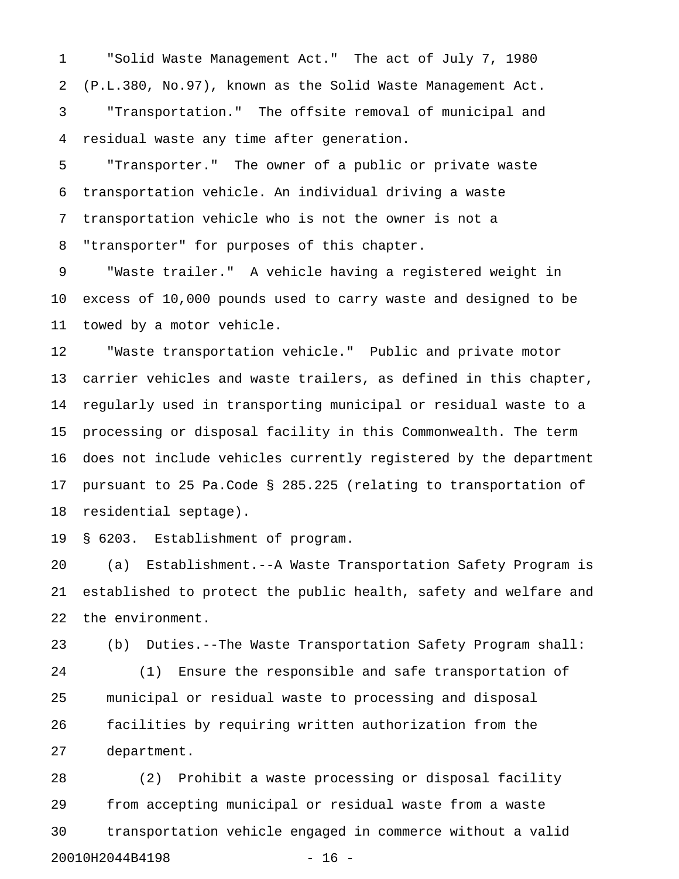"Solid Waste Management Act." The act of July 7, 1980 (P.L.380, No.97), known as the Solid Waste Management Act.

"Transportation." The offsite removal of municipal and residual waste any time after generation.

"Transporter." The owner of a public or private waste transportation vehicle. An individual driving a waste transportation vehicle who is not the owner is not a "transporter" for purposes of this chapter.

"Waste trailer." A vehicle having a registered weight in excess of 10,000 pounds used to carry waste and designed to be towed by a motor vehicle.

"Waste transportation vehicle." Public and private motor carrier vehicles and waste trailers, as defined in this chapter, regularly used in transporting municipal or residual waste to a processing or disposal facility in this Commonwealth. The term does not include vehicles currently registered by the department pursuant to 25 Pa.Code § 285.225 (relating to transportation of residential septage).

§ 6203. Establishment of program.

(a) Establishment.--A Waste Transportation Safety Program is established to protect the public health, safety and welfare and the environment.

(b) Duties.--The Waste Transportation Safety Program shall:

(1) Ensure the responsible and safe transportation of municipal or residual waste to processing and disposal facilities by requiring written authorization from the department.

(2) Prohibit a waste processing or disposal facility from accepting municipal or residual waste from a waste transportation vehicle engaged in commerce without a valid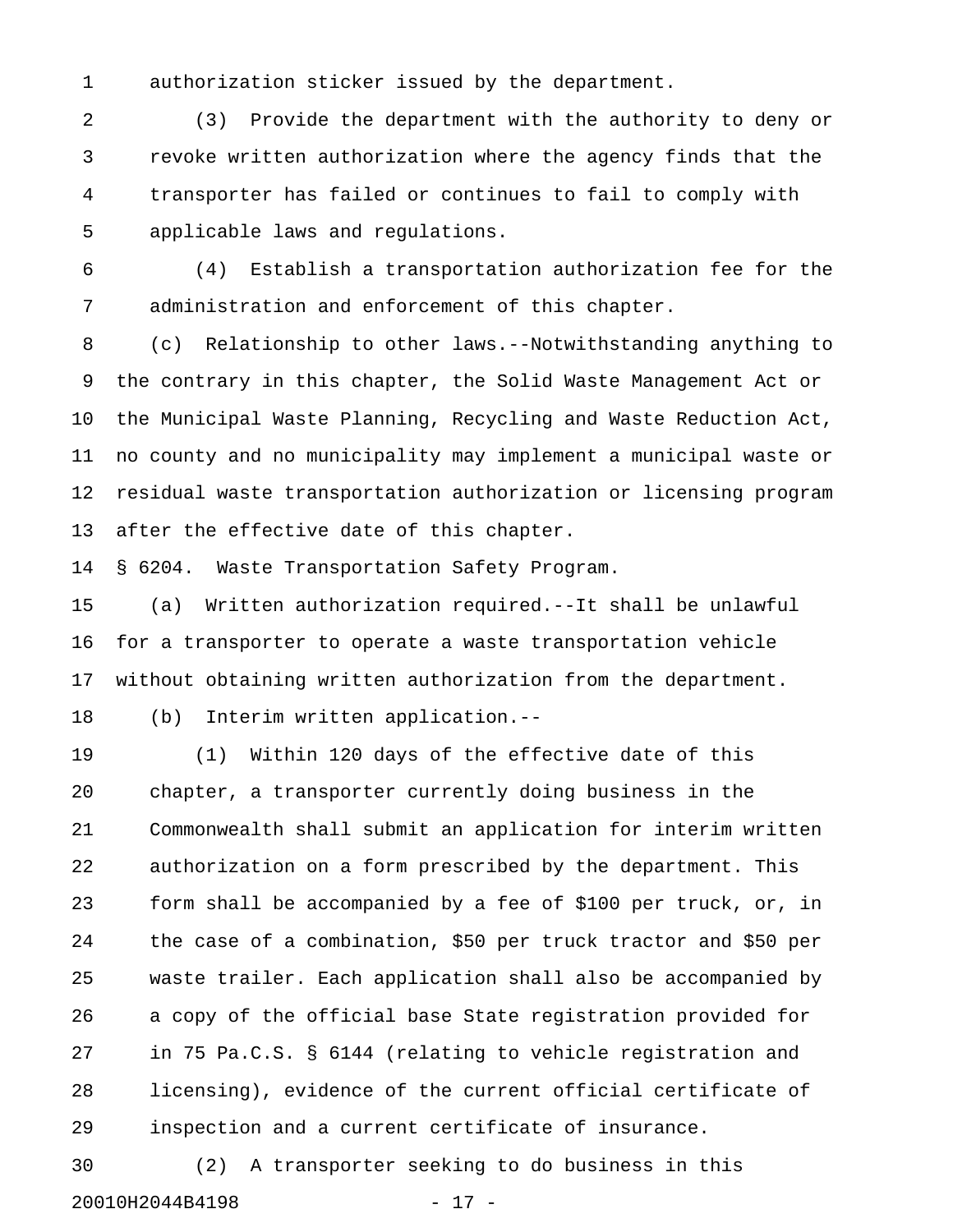authorization sticker issued by the department.

(3) Provide the department with the authority to deny or revoke written authorization where the agency finds that the transporter has failed or continues to fail to comply with applicable laws and regulations.

(4) Establish a transportation authorization fee for the administration and enforcement of this chapter.

(c) Relationship to other laws.--Notwithstanding anything to the contrary in this chapter, the Solid Waste Management Act or the Municipal Waste Planning, Recycling and Waste Reduction Act, no county and no municipality may implement a municipal waste or residual waste transportation authorization or licensing program after the effective date of this chapter.

§ 6204. Waste Transportation Safety Program.

(a) Written authorization required.--It shall be unlawful for a transporter to operate a waste transportation vehicle without obtaining written authorization from the department.

(b) Interim written application.--

(1) Within 120 days of the effective date of this chapter, a transporter currently doing business in the Commonwealth shall submit an application for interim written authorization on a form prescribed by the department. This form shall be accompanied by a fee of $100 per truck, or, in the case of a combination, $50 per truck tractor and $50 per waste trailer. Each application shall also be accompanied by a copy of the official base State registration provided for in 75 Pa.C.S. § 6144 (relating to vehicle registration and licensing), evidence of the current official certificate of inspection and a current certificate of insurance.

(2) A transporter seeking to do business in this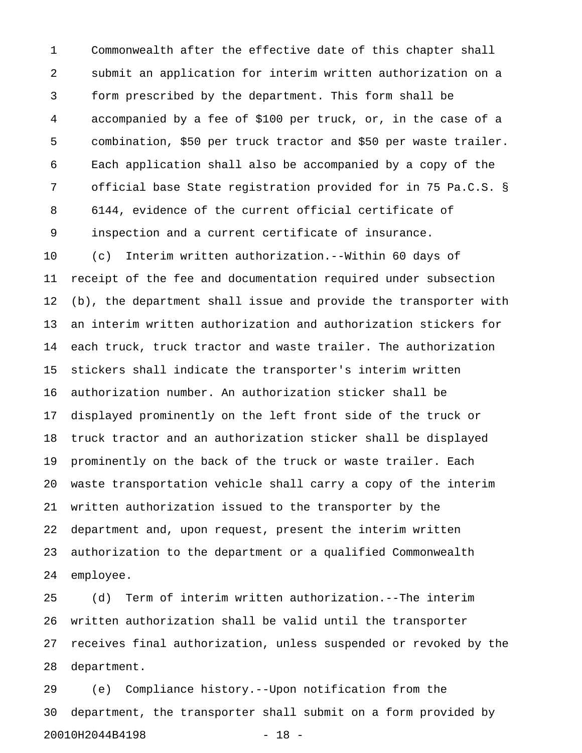Commonwealth after the effective date of this chapter shall submit an application for interim written authorization on a form prescribed by the department. This form shall be accompanied by a fee of $100 per truck, or, in the case of a combination, $50 per truck tractor and $50 per waste trailer. Each application shall also be accompanied by a copy of the official base State registration provided for in 75 Pa.C.S. § 6144, evidence of the current official certificate of inspection and a current certificate of insurance.

(c) Interim written authorization.--Within 60 days of receipt of the fee and documentation required under subsection (b), the department shall issue and provide the transporter with an interim written authorization and authorization stickers for each truck, truck tractor and waste trailer. The authorization stickers shall indicate the transporter's interim written authorization number. An authorization sticker shall be displayed prominently on the left front side of the truck or truck tractor and an authorization sticker shall be displayed prominently on the back of the truck or waste trailer. Each waste transportation vehicle shall carry a copy of the interim written authorization issued to the transporter by the department and, upon request, present the interim written authorization to the department or a qualified Commonwealth employee.

(d) Term of interim written authorization.--The interim written authorization shall be valid until the transporter receives final authorization, unless suspended or revoked by the department.

(e) Compliance history.--Upon notification from the department, the transporter shall submit on a form provided by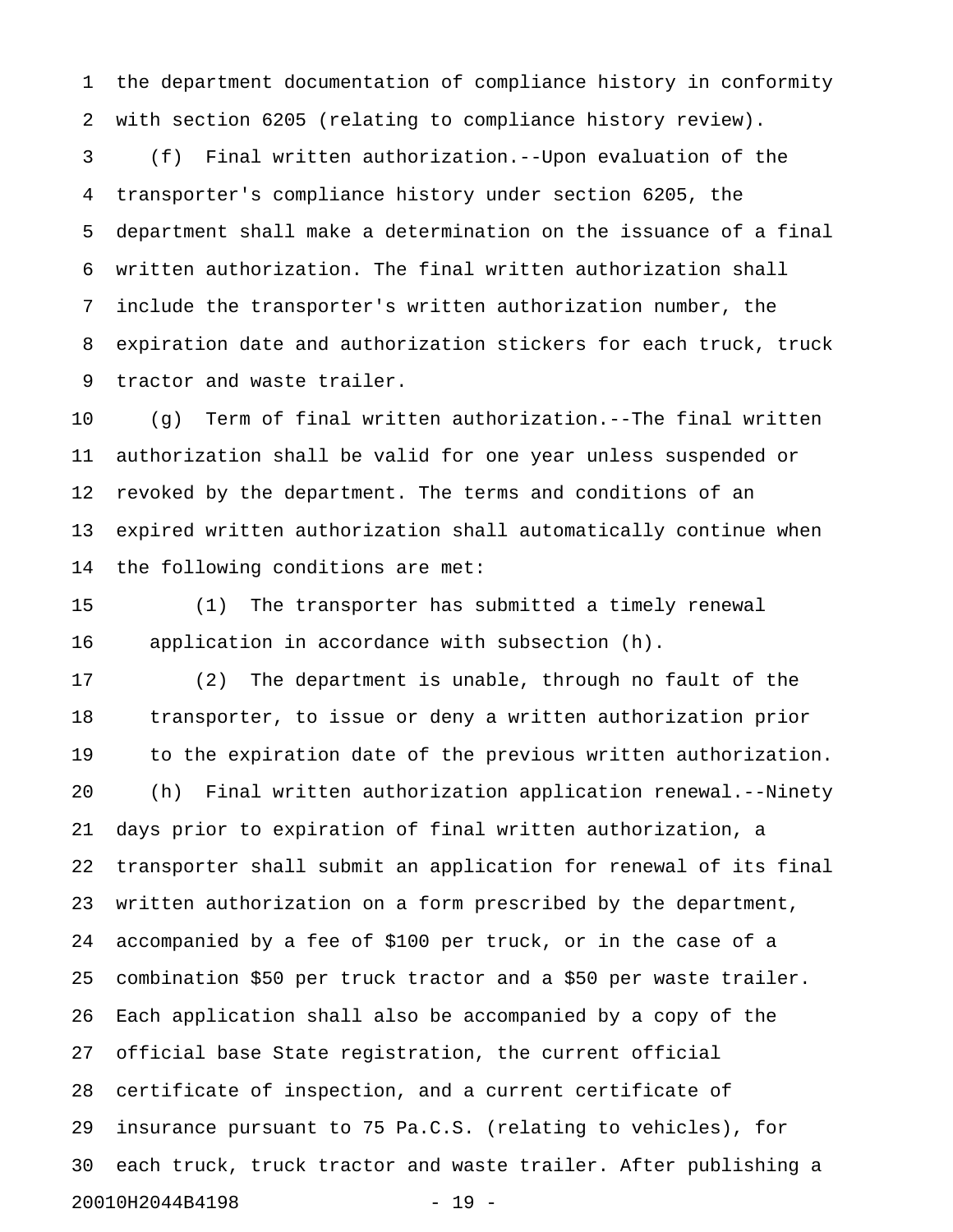the department documentation of compliance history in conformity with section 6205 (relating to compliance history review).

(f) Final written authorization.--Upon evaluation of the transporter's compliance history under section 6205, the department shall make a determination on the issuance of a final written authorization. The final written authorization shall include the transporter's written authorization number, the expiration date and authorization stickers for each truck, truck tractor and waste trailer.

(g) Term of final written authorization.--The final written authorization shall be valid for one year unless suspended or revoked by the department. The terms and conditions of an expired written authorization shall automatically continue when the following conditions are met:

(1) The transporter has submitted a timely renewal application in accordance with subsection (h).

(2) The department is unable, through no fault of the transporter, to issue or deny a written authorization prior to the expiration date of the previous written authorization.

(h) Final written authorization application renewal.--Ninety days prior to expiration of final written authorization, a transporter shall submit an application for renewal of its final written authorization on a form prescribed by the department, accompanied by a fee of $100 per truck, or in the case of a combination $50 per truck tractor and a $50 per waste trailer. Each application shall also be accompanied by a copy of the official base State registration, the current official certificate of inspection, and a current certificate of insurance pursuant to 75 Pa.C.S. (relating to vehicles), for each truck, truck tractor and waste trailer. After publishing a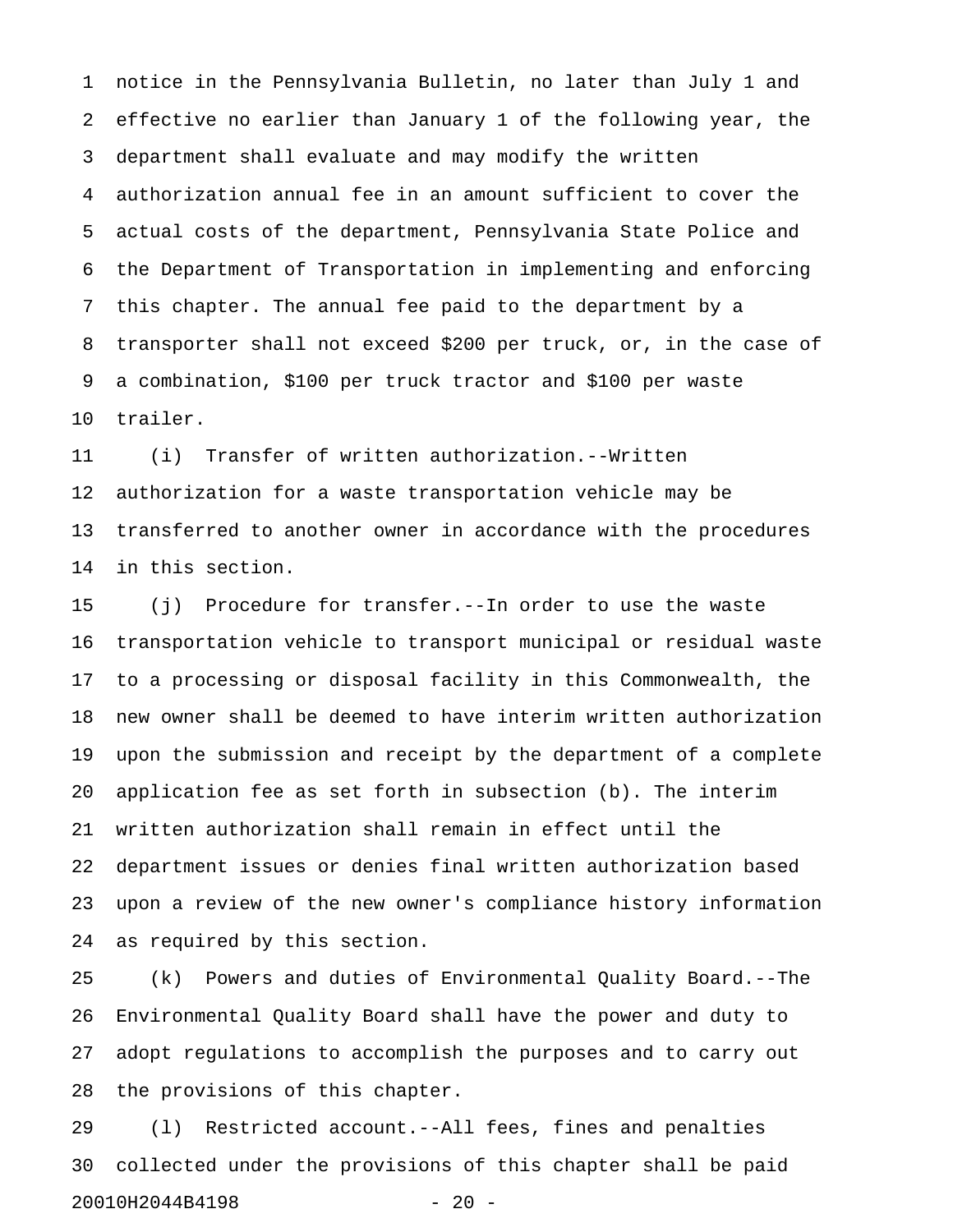notice in the Pennsylvania Bulletin, no later than July 1 and effective no earlier than January 1 of the following year, the department shall evaluate and may modify the written authorization annual fee in an amount sufficient to cover the actual costs of the department, Pennsylvania State Police and the Department of Transportation in implementing and enforcing this chapter. The annual fee paid to the department by a transporter shall not exceed $200 per truck, or, in the case of a combination, $100 per truck tractor and $100 per waste trailer.

(i) Transfer of written authorization.--Written authorization for a waste transportation vehicle may be transferred to another owner in accordance with the procedures in this section.

(j) Procedure for transfer.--In order to use the waste transportation vehicle to transport municipal or residual waste to a processing or disposal facility in this Commonwealth, the new owner shall be deemed to have interim written authorization upon the submission and receipt by the department of a complete application fee as set forth in subsection (b). The interim written authorization shall remain in effect until the department issues or denies final written authorization based upon a review of the new owner's compliance history information as required by this section.

(k) Powers and duties of Environmental Quality Board.--The Environmental Quality Board shall have the power and duty to adopt regulations to accomplish the purposes and to carry out the provisions of this chapter.

(l) Restricted account.--All fees, fines and penalties collected under the provisions of this chapter shall be paid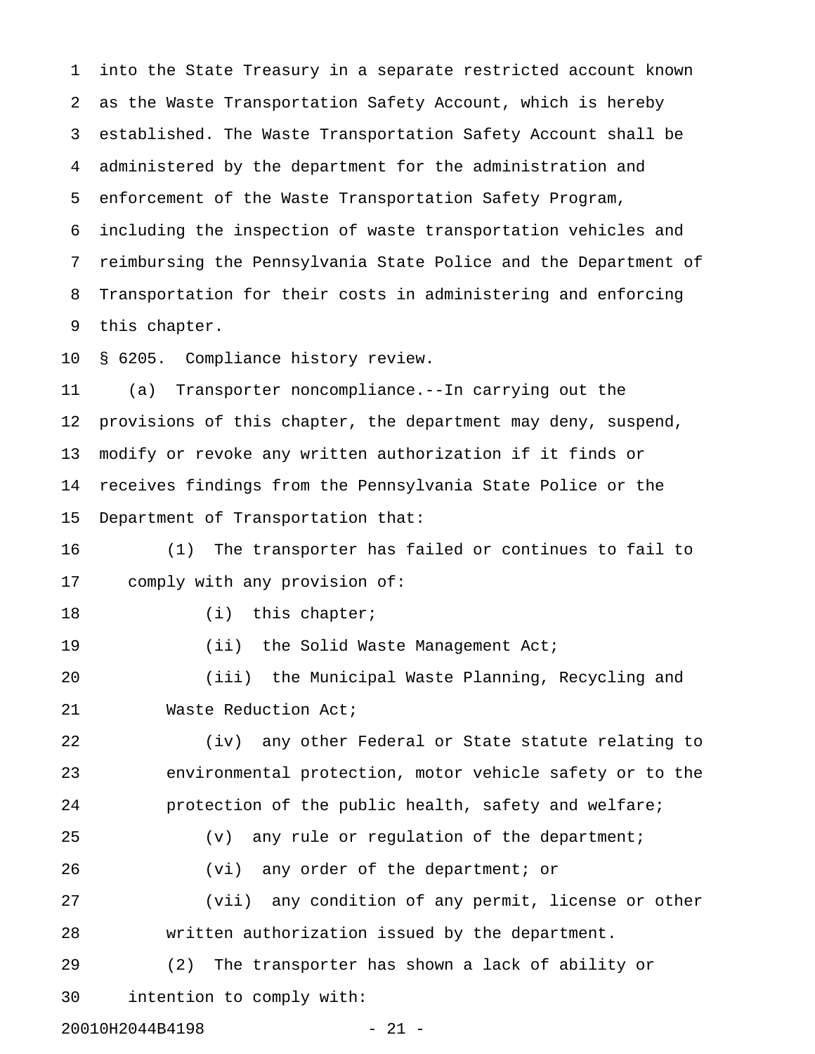into the State Treasury in a separate restricted account known as the Waste Transportation Safety Account, which is hereby established. The Waste Transportation Safety Account shall be administered by the department for the administration and enforcement of the Waste Transportation Safety Program, including the inspection of waste transportation vehicles and reimbursing the Pennsylvania State Police and the Department of Transportation for their costs in administering and enforcing this chapter.

§ 6205. Compliance history review.

(a) Transporter noncompliance.--In carrying out the provisions of this chapter, the department may deny, suspend, modify or revoke any written authorization if it finds or receives findings from the Pennsylvania State Police or the Department of Transportation that:

(1) The transporter has failed or continues to fail to comply with any provision of:

(i) this chapter;

(ii) the Solid Waste Management Act;

(iii) the Municipal Waste Planning, Recycling and Waste Reduction Act;

(iv) any other Federal or State statute relating to environmental protection, motor vehicle safety or to the protection of the public health, safety and welfare;

(v) any rule or regulation of the department;

(vi) any order of the department; or

(vii) any condition of any permit, license or other written authorization issued by the department.

(2) The transporter has shown a lack of ability or intention to comply with: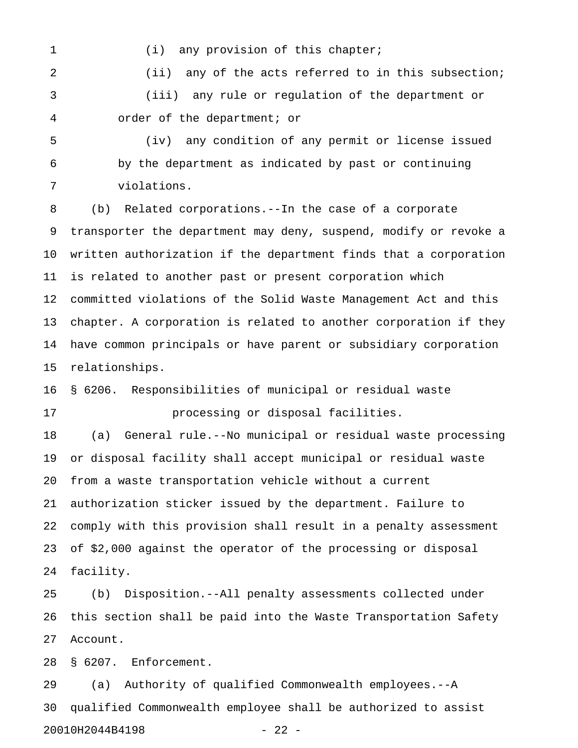(i) any provision of this chapter;

(ii) any of the acts referred to in this subsection;

(iii) any rule or regulation of the department or order of the department; or

(iv) any condition of any permit or license issued by the department as indicated by past or continuing violations.

(b) Related corporations.--In the case of a corporate transporter the department may deny, suspend, modify or revoke a written authorization if the department finds that a corporation is related to another past or present corporation which committed violations of the Solid Waste Management Act and this chapter. A corporation is related to another corporation if they have common principals or have parent or subsidiary corporation relationships.

§ 6206. Responsibilities of municipal or residual waste processing or disposal facilities.

(a) General rule.--No municipal or residual waste processing or disposal facility shall accept municipal or residual waste from a waste transportation vehicle without a current authorization sticker issued by the department. Failure to comply with this provision shall result in a penalty assessment of $2,000 against the operator of the processing or disposal facility.

(b) Disposition.--All penalty assessments collected under this section shall be paid into the Waste Transportation Safety Account.

§ 6207. Enforcement.

(a) Authority of qualified Commonwealth employees.--A qualified Commonwealth employee shall be authorized to assist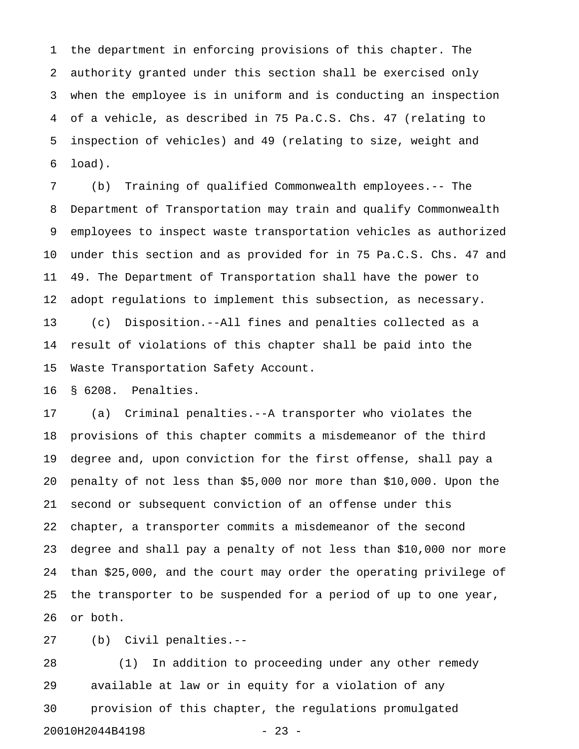the department in enforcing provisions of this chapter. The authority granted under this section shall be exercised only when the employee is in uniform and is conducting an inspection of a vehicle, as described in 75 Pa.C.S. Chs. 47 (relating to inspection of vehicles) and 49 (relating to size, weight and load).

(b) Training of qualified Commonwealth employees.-- The Department of Transportation may train and qualify Commonwealth employees to inspect waste transportation vehicles as authorized under this section and as provided for in 75 Pa.C.S. Chs. 47 and 49. The Department of Transportation shall have the power to adopt regulations to implement this subsection, as necessary.

(c) Disposition.--All fines and penalties collected as a result of violations of this chapter shall be paid into the Waste Transportation Safety Account.

§ 6208. Penalties.

(a) Criminal penalties.--A transporter who violates the provisions of this chapter commits a misdemeanor of the third degree and, upon conviction for the first offense, shall pay a penalty of not less than $5,000 nor more than $10,000. Upon the second or subsequent conviction of an offense under this chapter, a transporter commits a misdemeanor of the second degree and shall pay a penalty of not less than $10,000 nor more than $25,000, and the court may order the operating privilege of the transporter to be suspended for a period of up to one year, or both.

(b) Civil penalties.--

(1) In addition to proceeding under any other remedy available at law or in equity for a violation of any provision of this chapter, the regulations promulgated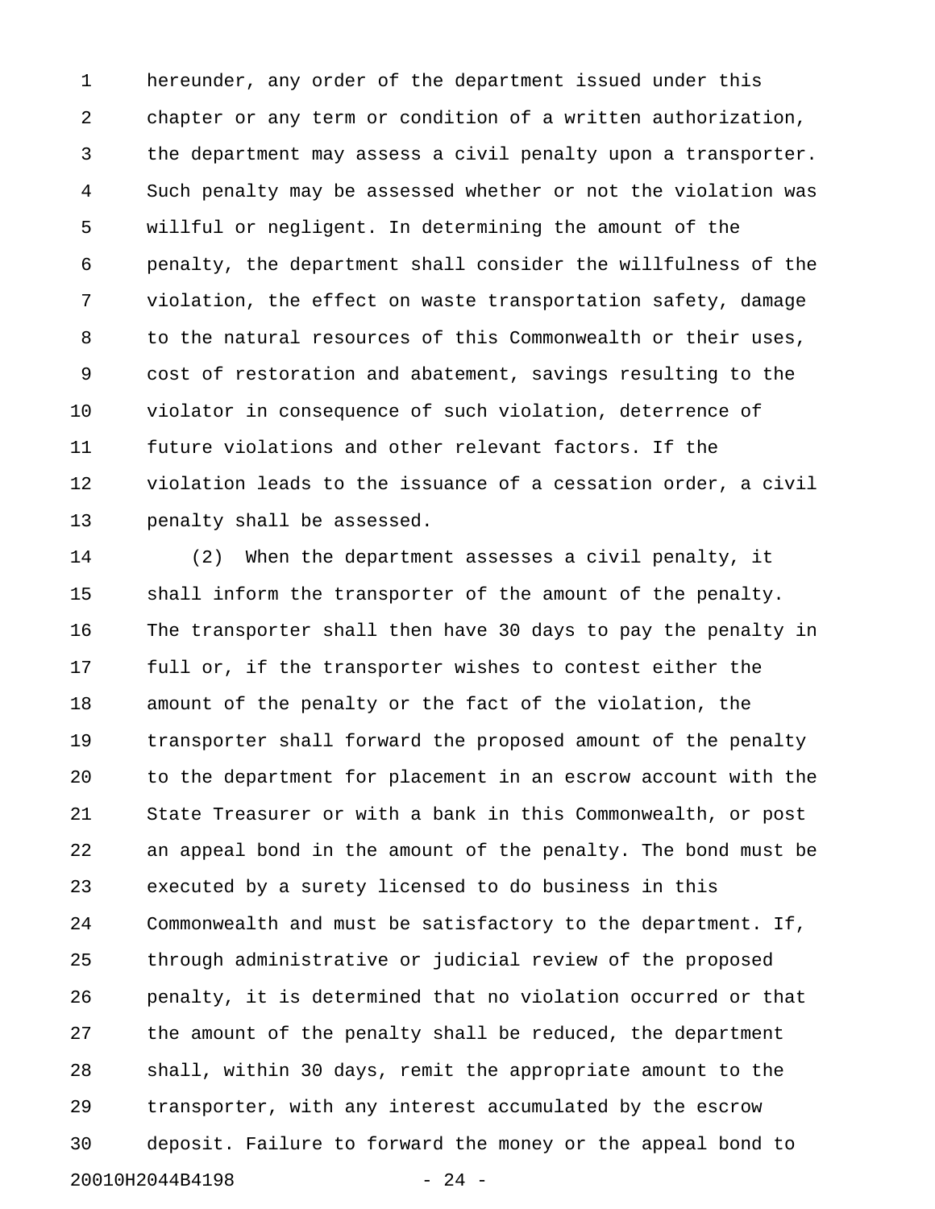hereunder, any order of the department issued under this chapter or any term or condition of a written authorization, the department may assess a civil penalty upon a transporter. Such penalty may be assessed whether or not the violation was willful or negligent. In determining the amount of the penalty, the department shall consider the willfulness of the violation, the effect on waste transportation safety, damage to the natural resources of this Commonwealth or their uses, cost of restoration and abatement, savings resulting to the violator in consequence of such violation, deterrence of future violations and other relevant factors. If the violation leads to the issuance of a cessation order, a civil penalty shall be assessed.

(2) When the department assesses a civil penalty, it shall inform the transporter of the amount of the penalty. The transporter shall then have 30 days to pay the penalty in full or, if the transporter wishes to contest either the amount of the penalty or the fact of the violation, the transporter shall forward the proposed amount of the penalty to the department for placement in an escrow account with the State Treasurer or with a bank in this Commonwealth, or post an appeal bond in the amount of the penalty. The bond must be executed by a surety licensed to do business in this Commonwealth and must be satisfactory to the department. If, through administrative or judicial review of the proposed penalty, it is determined that no violation occurred or that the amount of the penalty shall be reduced, the department shall, within 30 days, remit the appropriate amount to the transporter, with any interest accumulated by the escrow deposit. Failure to forward the money or the appeal bond to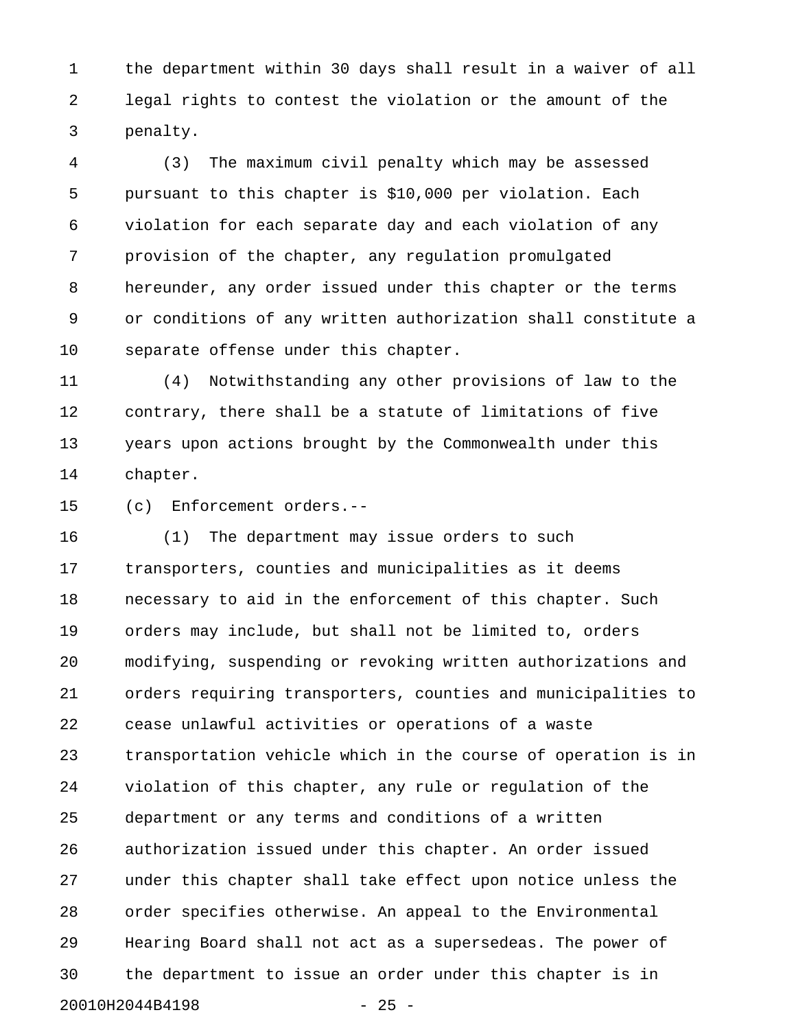the department within 30 days shall result in a waiver of all legal rights to contest the violation or the amount of the penalty.

(3) The maximum civil penalty which may be assessed pursuant to this chapter is $10,000 per violation. Each violation for each separate day and each violation of any provision of the chapter, any regulation promulgated hereunder, any order issued under this chapter or the terms or conditions of any written authorization shall constitute a separate offense under this chapter.

(4) Notwithstanding any other provisions of law to the contrary, there shall be a statute of limitations of five years upon actions brought by the Commonwealth under this chapter.

(c) Enforcement orders.--

(1) The department may issue orders to such transporters, counties and municipalities as it deems necessary to aid in the enforcement of this chapter. Such orders may include, but shall not be limited to, orders modifying, suspending or revoking written authorizations and orders requiring transporters, counties and municipalities to cease unlawful activities or operations of a waste transportation vehicle which in the course of operation is in violation of this chapter, any rule or regulation of the department or any terms and conditions of a written authorization issued under this chapter. An order issued under this chapter shall take effect upon notice unless the order specifies otherwise. An appeal to the Environmental Hearing Board shall not act as a supersedeas. The power of the department to issue an order under this chapter is in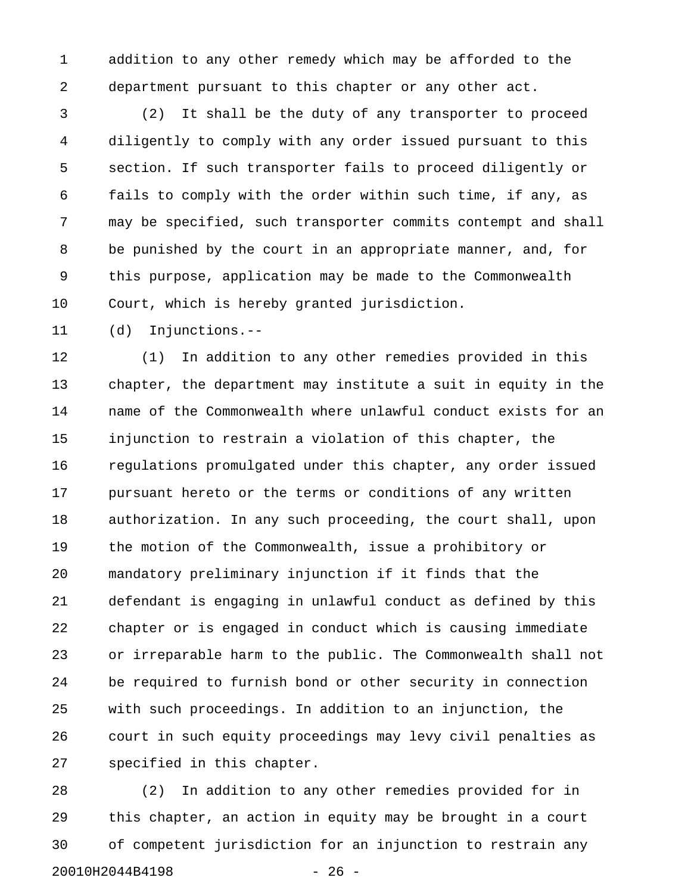addition to any other remedy which may be afforded to the department pursuant to this chapter or any other act.

(2) It shall be the duty of any transporter to proceed diligently to comply with any order issued pursuant to this section. If such transporter fails to proceed diligently or fails to comply with the order within such time, if any, as may be specified, such transporter commits contempt and shall be punished by the court in an appropriate manner, and, for this purpose, application may be made to the Commonwealth Court, which is hereby granted jurisdiction.

(d) Injunctions.--

(1) In addition to any other remedies provided in this chapter, the department may institute a suit in equity in the name of the Commonwealth where unlawful conduct exists for an injunction to restrain a violation of this chapter, the regulations promulgated under this chapter, any order issued pursuant hereto or the terms or conditions of any written authorization. In any such proceeding, the court shall, upon the motion of the Commonwealth, issue a prohibitory or mandatory preliminary injunction if it finds that the defendant is engaging in unlawful conduct as defined by this chapter or is engaged in conduct which is causing immediate or irreparable harm to the public. The Commonwealth shall not be required to furnish bond or other security in connection with such proceedings. In addition to an injunction, the court in such equity proceedings may levy civil penalties as specified in this chapter.

(2) In addition to any other remedies provided for in this chapter, an action in equity may be brought in a court of competent jurisdiction for an injunction to restrain any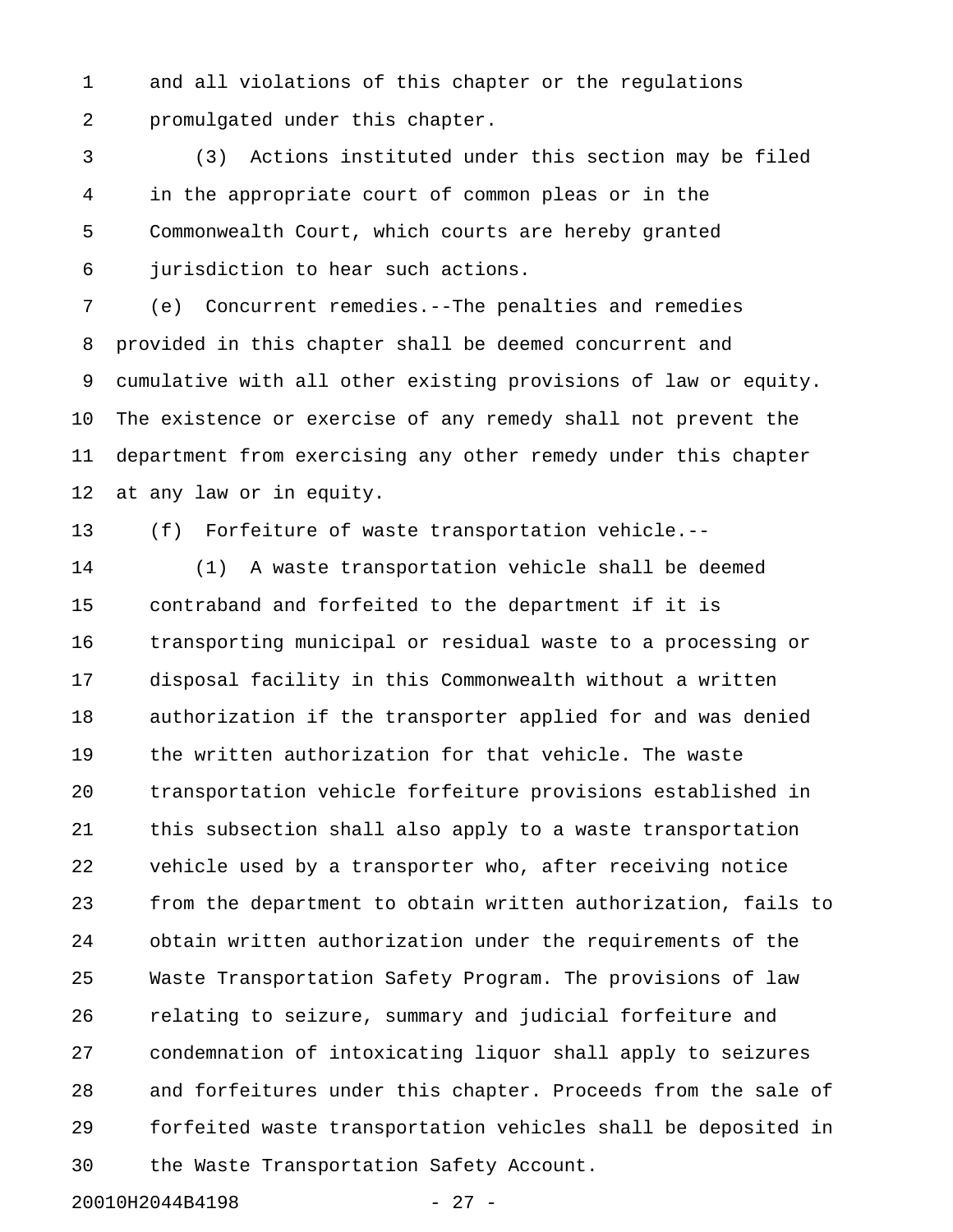and all violations of this chapter or the regulations promulgated under this chapter.

(3) Actions instituted under this section may be filed in the appropriate court of common pleas or in the Commonwealth Court, which courts are hereby granted jurisdiction to hear such actions.

(e) Concurrent remedies.--The penalties and remedies provided in this chapter shall be deemed concurrent and cumulative with all other existing provisions of law or equity. The existence or exercise of any remedy shall not prevent the department from exercising any other remedy under this chapter at any law or in equity.

(f) Forfeiture of waste transportation vehicle.--

(1) A waste transportation vehicle shall be deemed contraband and forfeited to the department if it is transporting municipal or residual waste to a processing or disposal facility in this Commonwealth without a written authorization if the transporter applied for and was denied the written authorization for that vehicle. The waste transportation vehicle forfeiture provisions established in this subsection shall also apply to a waste transportation vehicle used by a transporter who, after receiving notice from the department to obtain written authorization, fails to obtain written authorization under the requirements of the Waste Transportation Safety Program. The provisions of law relating to seizure, summary and judicial forfeiture and condemnation of intoxicating liquor shall apply to seizures and forfeitures under this chapter. Proceeds from the sale of forfeited waste transportation vehicles shall be deposited in the Waste Transportation Safety Account.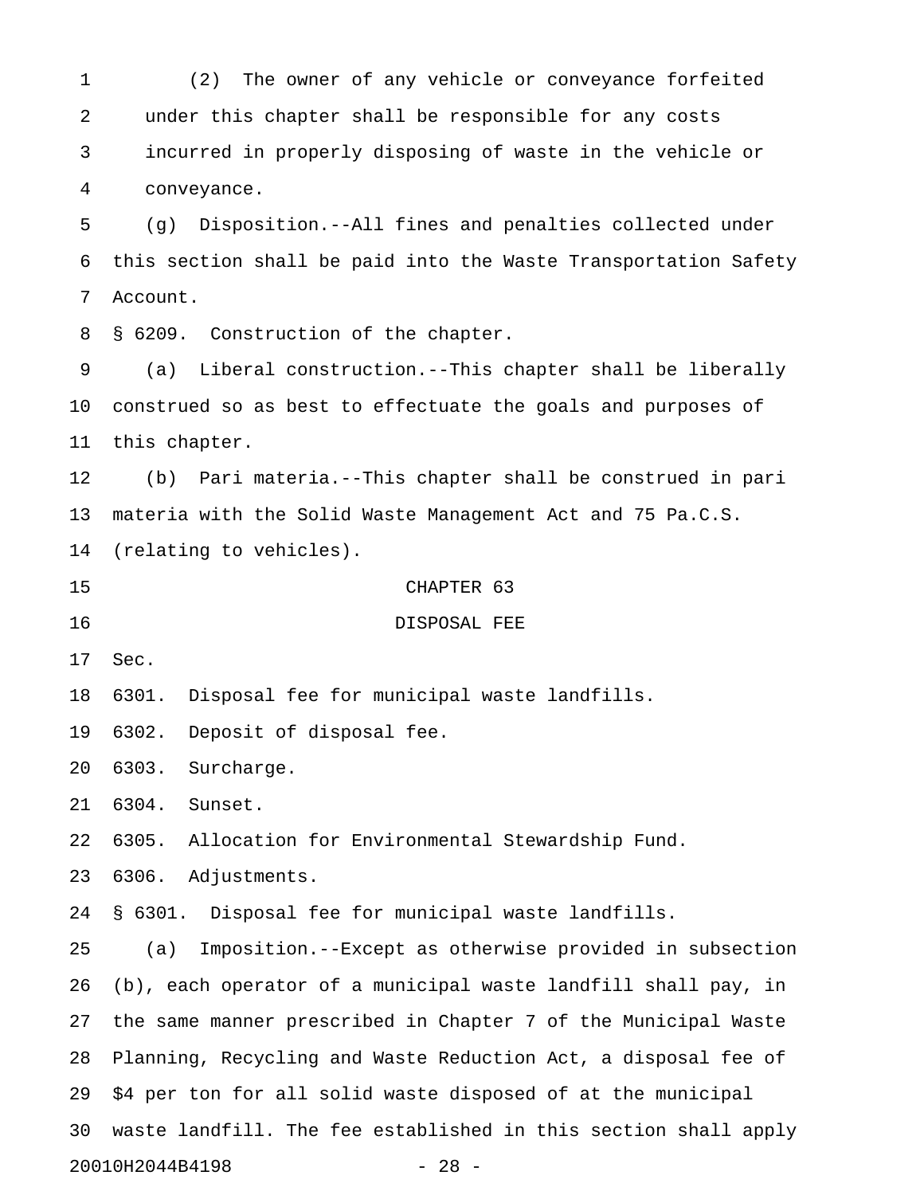(2) The owner of any vehicle or conveyance forfeited under this chapter shall be responsible for any costs incurred in properly disposing of waste in the vehicle or conveyance.

(g) Disposition.--All fines and penalties collected under this section shall be paid into the Waste Transportation Safety Account.

§ 6209. Construction of the chapter.

(a) Liberal construction.--This chapter shall be liberally construed so as best to effectuate the goals and purposes of this chapter.

(b) Pari materia.--This chapter shall be construed in pari materia with the Solid Waste Management Act and 75 Pa.C.S. (relating to vehicles).

CHAPTER 63

DISPOSAL FEE

Sec.

6301. Disposal fee for municipal waste landfills.

6302. Deposit of disposal fee.

6303. Surcharge.

6304. Sunset.

6305. Allocation for Environmental Stewardship Fund.

6306. Adjustments.

§ 6301. Disposal fee for municipal waste landfills.

(a) Imposition.--Except as otherwise provided in subsection (b), each operator of a municipal waste landfill shall pay, in the same manner prescribed in Chapter 7 of the Municipal Waste Planning, Recycling and Waste Reduction Act, a disposal fee of $4 per ton for all solid waste disposed of at the municipal waste landfill. The fee established in this section shall apply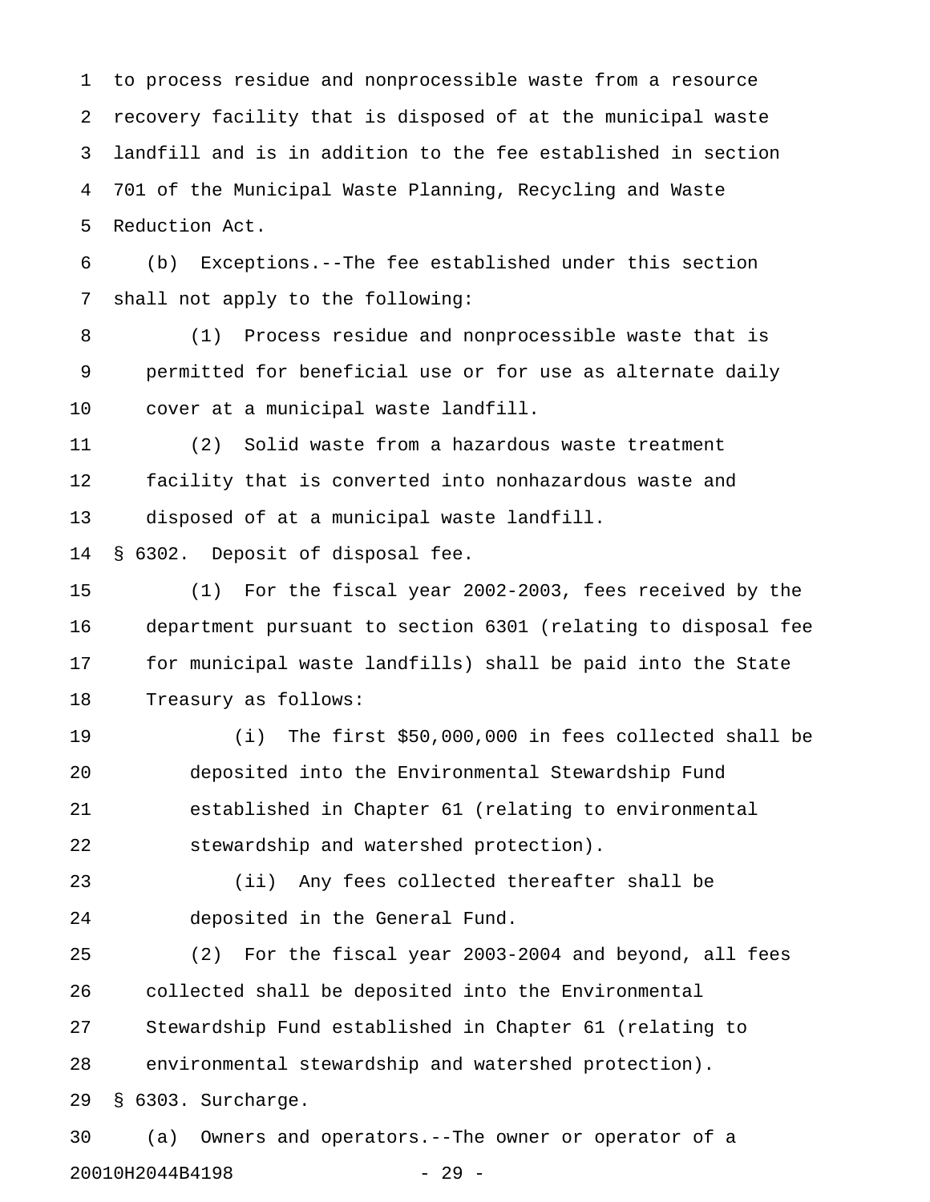to process residue and nonprocessible waste from a resource recovery facility that is disposed of at the municipal waste landfill and is in addition to the fee established in section 701 of the Municipal Waste Planning, Recycling and Waste Reduction Act.

(b) Exceptions.--The fee established under this section shall not apply to the following:

(1) Process residue and nonprocessible waste that is permitted for beneficial use or for use as alternate daily cover at a municipal waste landfill.

(2) Solid waste from a hazardous waste treatment facility that is converted into nonhazardous waste and disposed of at a municipal waste landfill.

§ 6302. Deposit of disposal fee.

(1) For the fiscal year 2002-2003, fees received by the department pursuant to section 6301 (relating to disposal fee for municipal waste landfills) shall be paid into the State Treasury as follows:

(i) The first $50,000,000 in fees collected shall be deposited into the Environmental Stewardship Fund established in Chapter 61 (relating to environmental stewardship and watershed protection).

(ii) Any fees collected thereafter shall be deposited in the General Fund.

(2) For the fiscal year 2003-2004 and beyond, all fees collected shall be deposited into the Environmental Stewardship Fund established in Chapter 61 (relating to environmental stewardship and watershed protection).

§ 6303. Surcharge.

(a) Owners and operators.--The owner or operator of a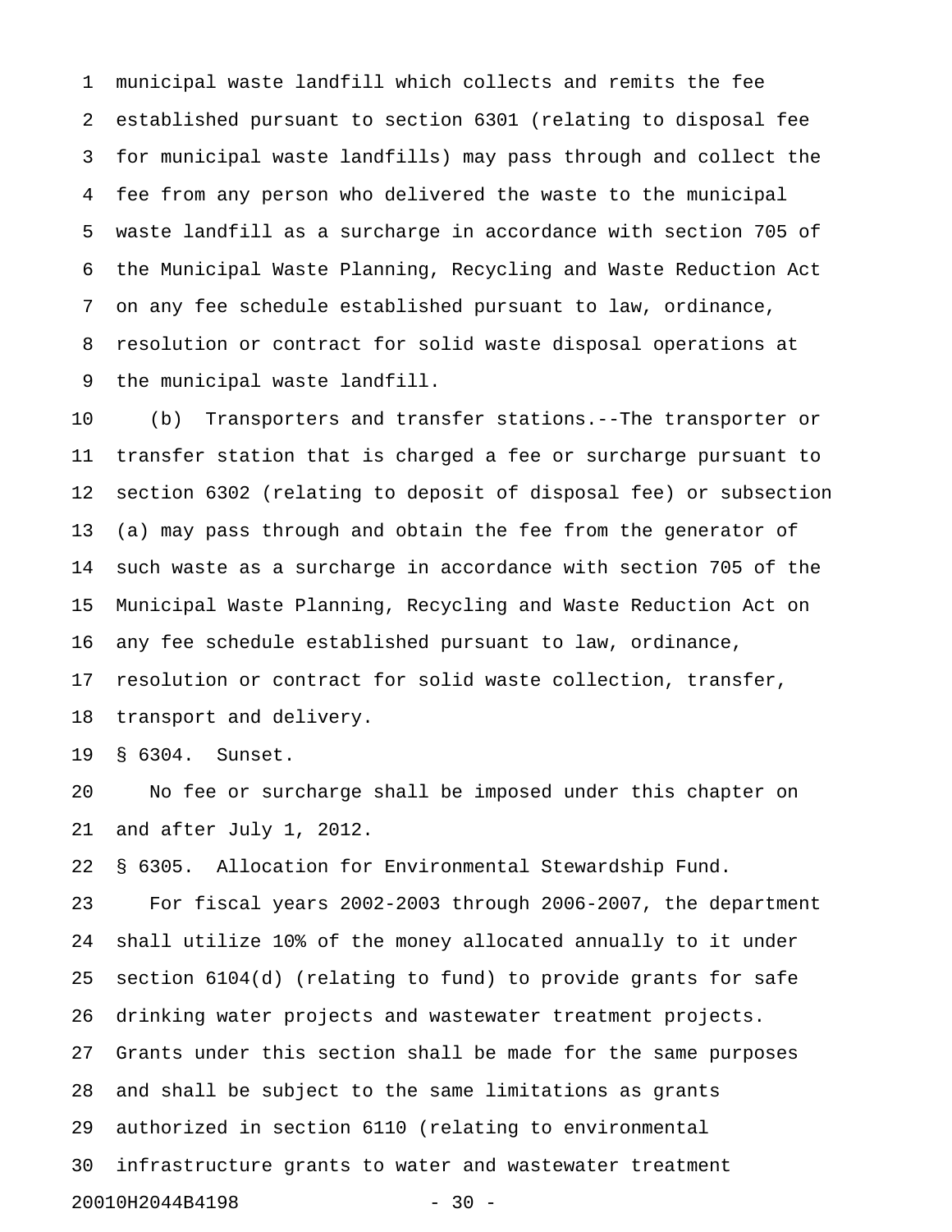municipal waste landfill which collects and remits the fee established pursuant to section 6301 (relating to disposal fee for municipal waste landfills) may pass through and collect the fee from any person who delivered the waste to the municipal waste landfill as a surcharge in accordance with section 705 of the Municipal Waste Planning, Recycling and Waste Reduction Act on any fee schedule established pursuant to law, ordinance, resolution or contract for solid waste disposal operations at the municipal waste landfill.

(b) Transporters and transfer stations.--The transporter or transfer station that is charged a fee or surcharge pursuant to section 6302 (relating to deposit of disposal fee) or subsection (a) may pass through and obtain the fee from the generator of such waste as a surcharge in accordance with section 705 of the Municipal Waste Planning, Recycling and Waste Reduction Act on any fee schedule established pursuant to law, ordinance, resolution or contract for solid waste collection, transfer, transport and delivery.

§ 6304. Sunset.

No fee or surcharge shall be imposed under this chapter on and after July 1, 2012.

§ 6305. Allocation for Environmental Stewardship Fund.

For fiscal years 2002-2003 through 2006-2007, the department shall utilize 10% of the money allocated annually to it under section 6104(d) (relating to fund) to provide grants for safe drinking water projects and wastewater treatment projects. Grants under this section shall be made for the same purposes and shall be subject to the same limitations as grants authorized in section 6110 (relating to environmental infrastructure grants to water and wastewater treatment

20010H2044B4198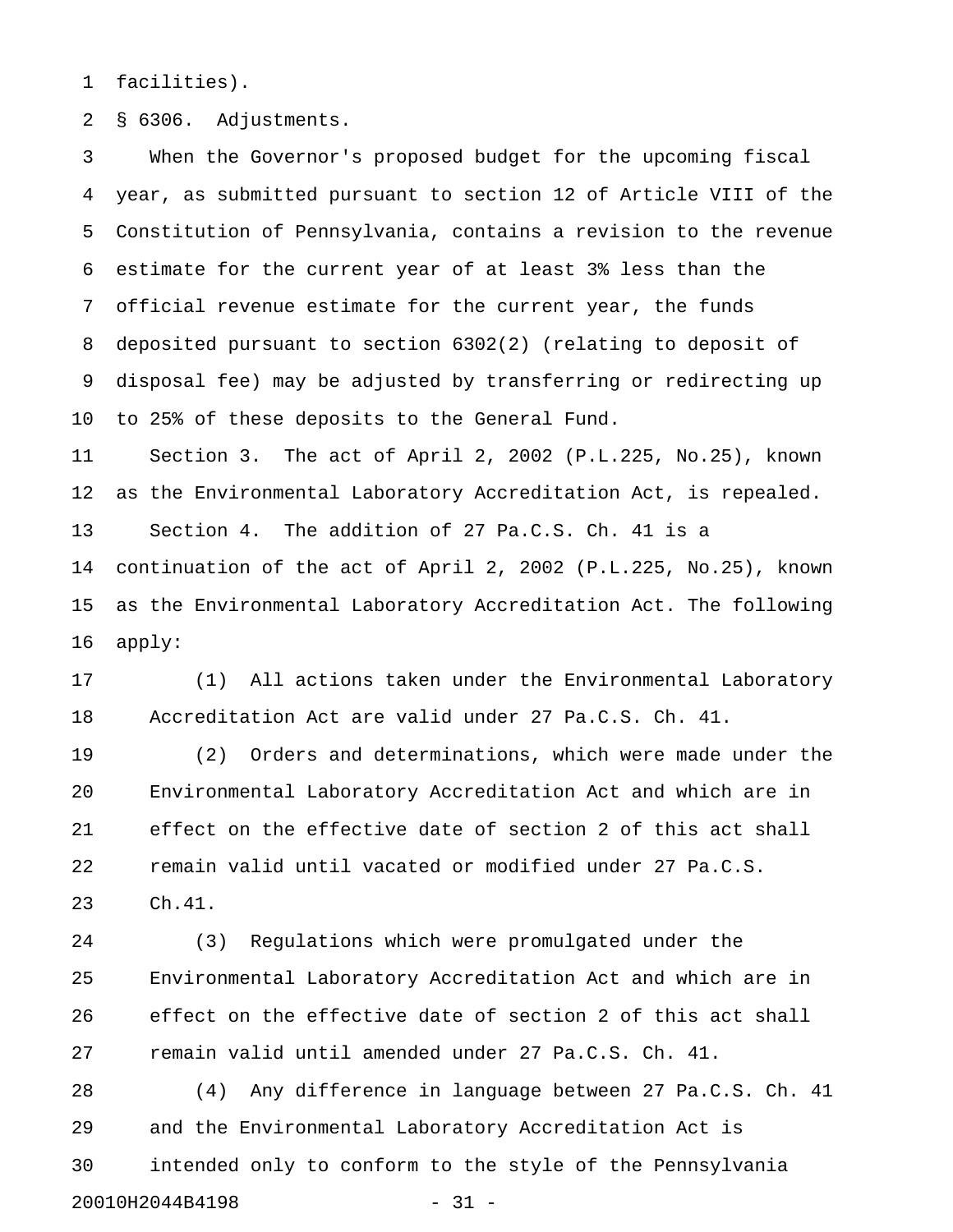facilities).

§ 6306. Adjustments.

When the Governor's proposed budget for the upcoming fiscal year, as submitted pursuant to section 12 of Article VIII of the Constitution of Pennsylvania, contains a revision to the revenue estimate for the current year of at least 3% less than the official revenue estimate for the current year, the funds deposited pursuant to section 6302(2) (relating to deposit of disposal fee) may be adjusted by transferring or redirecting up to 25% of these deposits to the General Fund.

Section 3. The act of April 2, 2002 (P.L.225, No.25), known as the Environmental Laboratory Accreditation Act, is repealed.

Section 4. The addition of 27 Pa.C.S. Ch. 41 is a continuation of the act of April 2, 2002 (P.L.225, No.25), known as the Environmental Laboratory Accreditation Act. The following apply:

(1) All actions taken under the Environmental Laboratory Accreditation Act are valid under 27 Pa.C.S. Ch. 41.

(2) Orders and determinations, which were made under the Environmental Laboratory Accreditation Act and which are in effect on the effective date of section 2 of this act shall remain valid until vacated or modified under 27 Pa.C.S. Ch.41.

(3) Regulations which were promulgated under the Environmental Laboratory Accreditation Act and which are in effect on the effective date of section 2 of this act shall remain valid until amended under 27 Pa.C.S. Ch. 41.

(4) Any difference in language between 27 Pa.C.S. Ch. 41 and the Environmental Laboratory Accreditation Act is intended only to conform to the style of the Pennsylvania

20010H2044B4198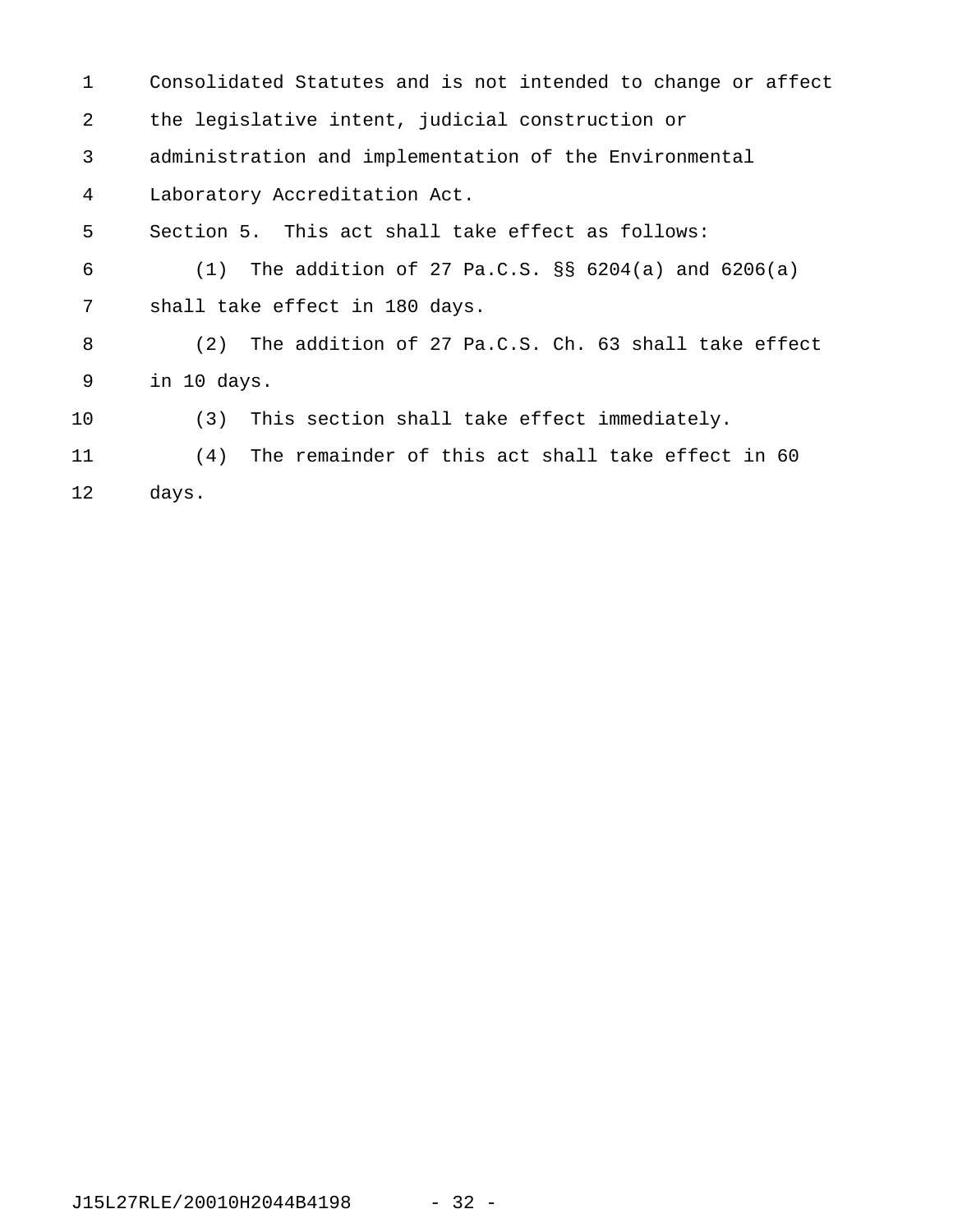Consolidated Statutes and is not intended to change or affect the legislative intent, judicial construction or administration and implementation of the Environmental Laboratory Accreditation Act.

Section 5. This act shall take effect as follows:

(1) The addition of 27 Pa.C.S. §§ 6204(a) and 6206(a) shall take effect in 180 days.

(2) The addition of 27 Pa.C.S. Ch. 63 shall take effect in 10 days.

(3) This section shall take effect immediately.

(4) The remainder of this act shall take effect in 60 days.